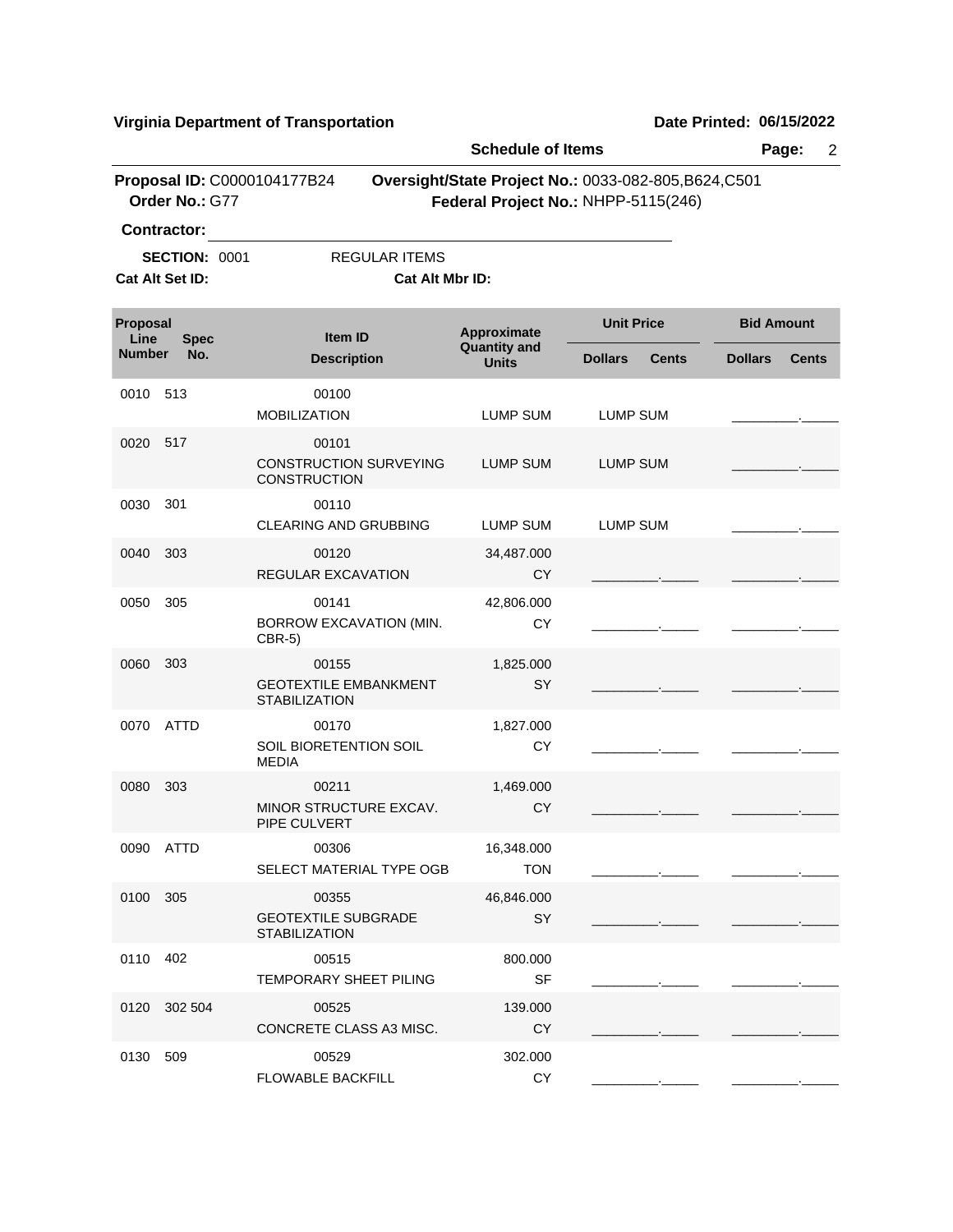**Virginia Department of Transportation** | **Date Printed: 06/15/2022**

**Schedule of Items**

**Proposal ID:** C0000104177B24 **Oversight/State Project No.:** 0033-082-805,B624,C501
**Order No.:** G77 **Federal Project No.:** NHPP-5115(246)

**Contractor:** ______________________________

**SECTION:** 0001 REGULAR ITEMS

**Cat Alt Set ID:** **Cat Alt Mbr ID:**

| Proposal Line Number | Spec No. | Item ID / Description | Approximate Quantity and Units | Unit Price Dollars | Unit Price Cents | Bid Amount Dollars | Bid Amount Cents |
|---|---|---|---|---|---|---|---|
| 0010 | 513 | 00100 MOBILIZATION | LUMP SUM | LUMP SUM | | _________ | _____ |
| 0020 | 517 | 00101 CONSTRUCTION SURVEYING CONSTRUCTION | LUMP SUM | LUMP SUM | | _________ | _____ |
| 0030 | 301 | 00110 CLEARING AND GRUBBING | LUMP SUM | LUMP SUM | | _________ | _____ |
| 0040 | 303 | 00120 REGULAR EXCAVATION | 34,487.000 CY | _________ | _____ | _________ | _____ |
| 0050 | 305 | 00141 BORROW EXCAVATION (MIN. CBR-5) | 42,806.000 CY | _________ | _____ | _________ | _____ |
| 0060 | 303 | 00155 GEOTEXTILE EMBANKMENT STABILIZATION | 1,825.000 SY | _________ | _____ | _________ | _____ |
| 0070 | ATTD | 00170 SOIL BIORETENTION SOIL MEDIA | 1,827.000 CY | _________ | _____ | _________ | _____ |
| 0080 | 303 | 00211 MINOR STRUCTURE EXCAV. PIPE CULVERT | 1,469.000 CY | _________ | _____ | _________ | _____ |
| 0090 | ATTD | 00306 SELECT MATERIAL TYPE OGB | 16,348.000 TON | _________ | _____ | _________ | _____ |
| 0100 | 305 | 00355 GEOTEXTILE SUBGRADE STABILIZATION | 46,846.000 SY | _________ | _____ | _________ | _____ |
| 0110 | 402 | 00515 TEMPORARY SHEET PILING | 800.000 SF | _________ | _____ | _________ | _____ |
| 0120 | 302 504 | 00525 CONCRETE CLASS A3 MISC. | 139.000 CY | _________ | _____ | _________ | _____ |
| 0130 | 509 | 00529 FLOWABLE BACKFILL | 302.000 CY | _________ | _____ | _________ | _____ |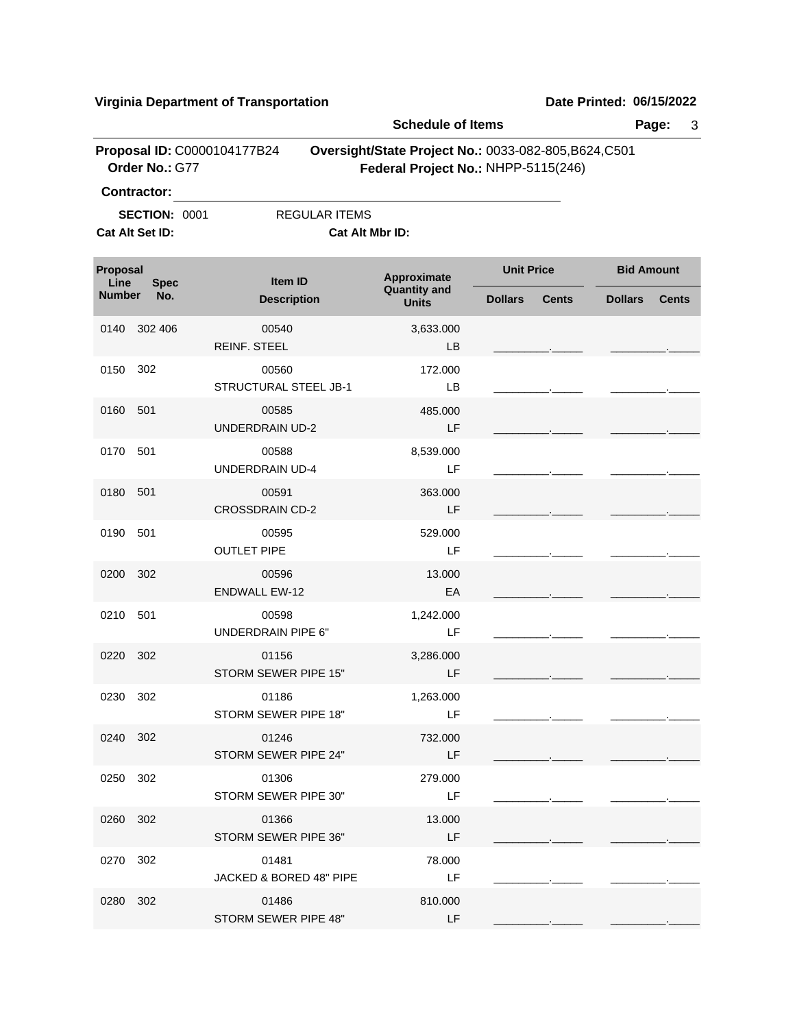**Virginia Department of Transportation** | **Date Printed: 06/15/2022**

**Schedule of Items**

**Proposal ID:** C0000104177B24 **Oversight/State Project No.:** 0033-082-805,B624,C501
**Order No.:** G77 **Federal Project No.:** NHPP-5115(246)

**Contractor:** ______________________________

**SECTION:** 0001 REGULAR ITEMS

**Cat Alt Set ID:** **Cat Alt Mbr ID:**

| Proposal Line Number | Spec No. | Item ID / Description | Approximate Quantity and Units | Unit Price Dollars | Unit Price Cents | Bid Amount Dollars | Bid Amount Cents |
|---|---|---|---|---|---|---|---|
| 0140 | 302 406 | 00540 REINF. STEEL | 3,633.000 LB | | | | |
| 0150 | 302 | 00560 STRUCTURAL STEEL JB-1 | 172.000 LB | | | | |
| 0160 | 501 | 00585 UNDERDRAIN UD-2 | 485.000 LF | | | | |
| 0170 | 501 | 00588 UNDERDRAIN UD-4 | 8,539.000 LF | | | | |
| 0180 | 501 | 00591 CROSSDRAIN CD-2 | 363.000 LF | | | | |
| 0190 | 501 | 00595 OUTLET PIPE | 529.000 LF | | | | |
| 0200 | 302 | 00596 ENDWALL EW-12 | 13.000 EA | | | | |
| 0210 | 501 | 00598 UNDERDRAIN PIPE 6" | 1,242.000 LF | | | | |
| 0220 | 302 | 01156 STORM SEWER PIPE 15" | 3,286.000 LF | | | | |
| 0230 | 302 | 01186 STORM SEWER PIPE 18" | 1,263.000 LF | | | | |
| 0240 | 302 | 01246 STORM SEWER PIPE 24" | 732.000 LF | | | | |
| 0250 | 302 | 01306 STORM SEWER PIPE 30" | 279.000 LF | | | | |
| 0260 | 302 | 01366 STORM SEWER PIPE 36" | 13.000 LF | | | | |
| 0270 | 302 | 01481 JACKED & BORED 48" PIPE | 78.000 LF | | | | |
| 0280 | 302 | 01486 STORM SEWER PIPE 48" | 810.000 LF | | | | |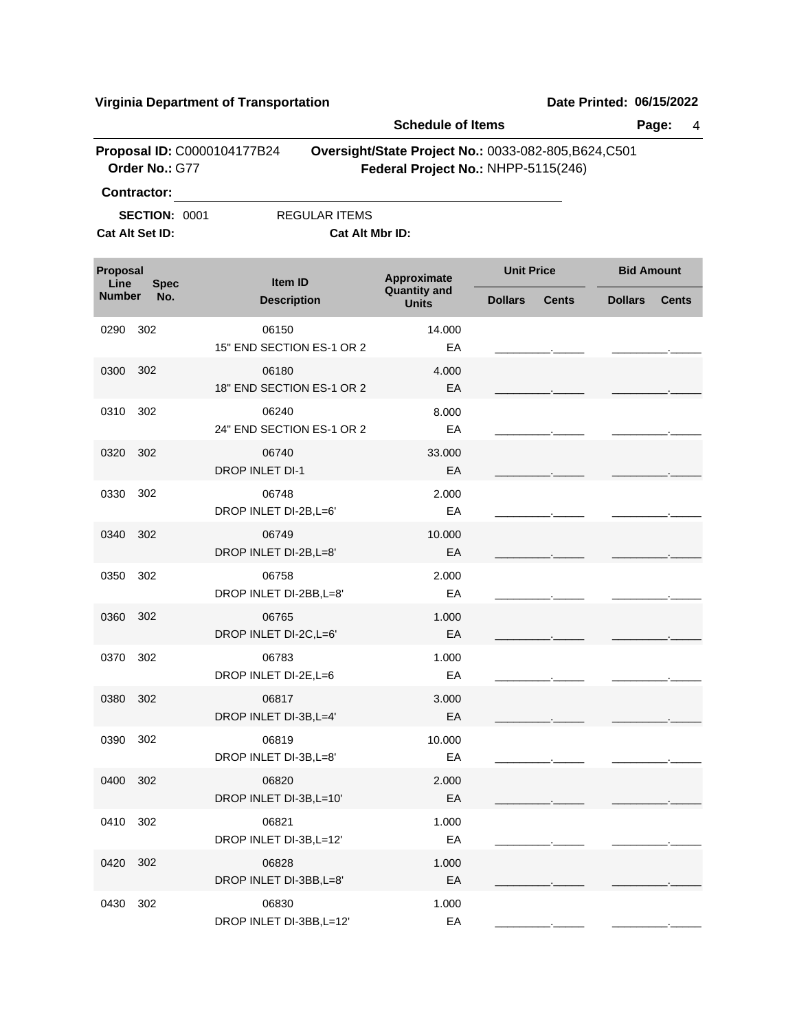**Virginia Department of Transportation** **Date Printed: 06/15/2022**

**Schedule of Items**

**Proposal ID:** C0000104177B24 **Oversight/State Project No.:** 0033-082-805,B624,C501
**Order No.:** G77 **Federal Project No.:** NHPP-5115(246)

**Contractor:** ______________________________

**SECTION:** 0001 REGULAR ITEMS
**Cat Alt Set ID:** **Cat Alt Mbr ID:**

| Proposal Line Number | Spec No. | Item ID / Description | Approximate Quantity and Units | Unit Price Dollars | Unit Price Cents | Bid Amount Dollars | Bid Amount Cents |
|---|---|---|---|---|---|---|---|
| 0290 | 302 | 06150<br>15" END SECTION ES-1 OR 2 | 14.000<br>EA | | | | |
| 0300 | 302 | 06180<br>18" END SECTION ES-1 OR 2 | 4.000<br>EA | | | | |
| 0310 | 302 | 06240<br>24" END SECTION ES-1 OR 2 | 8.000<br>EA | | | | |
| 0320 | 302 | 06740<br>DROP INLET DI-1 | 33.000<br>EA | | | | |
| 0330 | 302 | 06748<br>DROP INLET DI-2B,L=6' | 2.000<br>EA | | | | |
| 0340 | 302 | 06749<br>DROP INLET DI-2B,L=8' | 10.000<br>EA | | | | |
| 0350 | 302 | 06758<br>DROP INLET DI-2BB,L=8' | 2.000<br>EA | | | | |
| 0360 | 302 | 06765<br>DROP INLET DI-2C,L=6' | 1.000<br>EA | | | | |
| 0370 | 302 | 06783<br>DROP INLET DI-2E,L=6 | 1.000<br>EA | | | | |
| 0380 | 302 | 06817<br>DROP INLET DI-3B,L=4' | 3.000<br>EA | | | | |
| 0390 | 302 | 06819<br>DROP INLET DI-3B,L=8' | 10.000<br>EA | | | | |
| 0400 | 302 | 06820<br>DROP INLET DI-3B,L=10' | 2.000<br>EA | | | | |
| 0410 | 302 | 06821<br>DROP INLET DI-3B,L=12' | 1.000<br>EA | | | | |
| 0420 | 302 | 06828<br>DROP INLET DI-3BB,L=8' | 1.000<br>EA | | | | |
| 0430 | 302 | 06830<br>DROP INLET DI-3BB,L=12' | 1.000<br>EA | | | | |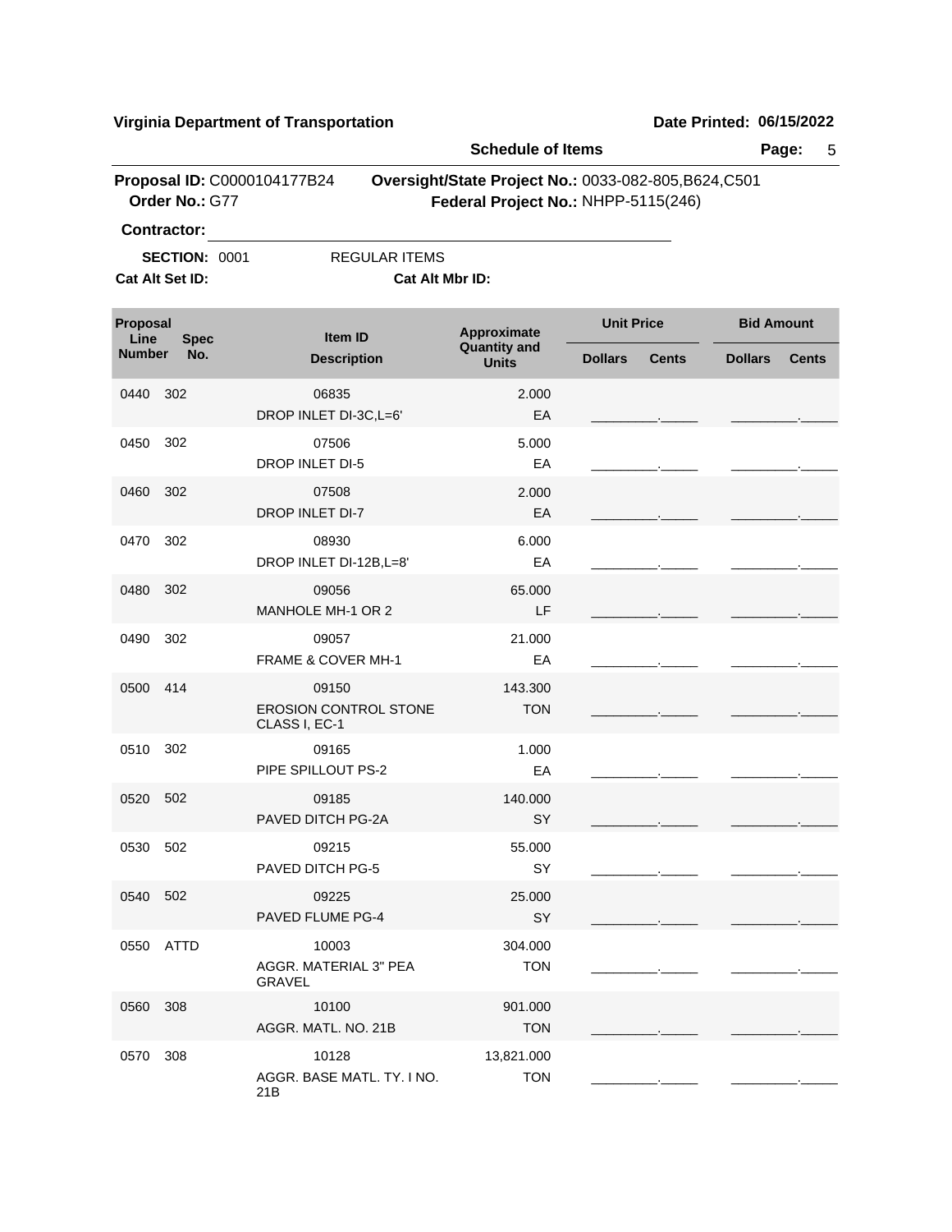**Virginia Department of Transportation** — **Date Printed: 06/15/2022**

**Schedule of Items**

**Proposal ID:** C0000104177B24 **Oversight/State Project No.:** 0033-082-805,B624,C501
**Order No.:** G77 **Federal Project No.:** NHPP-5115(246)

**Contractor:** ______________________________

**SECTION:** 0001 REGULAR ITEMS
**Cat Alt Set ID:** **Cat Alt Mbr ID:**

| Proposal Line Number | Spec No. | Item ID / Description | Approximate Quantity and Units | Unit Price Dollars | Unit Price Cents | Bid Amount Dollars | Bid Amount Cents |
|---|---|---|---|---|---|---|---|
| 0440 | 302 | 06835 DROP INLET DI-3C,L=6' | 2.000 EA | | | | |
| 0450 | 302 | 07506 DROP INLET DI-5 | 5.000 EA | | | | |
| 0460 | 302 | 07508 DROP INLET DI-7 | 2.000 EA | | | | |
| 0470 | 302 | 08930 DROP INLET DI-12B,L=8' | 6.000 EA | | | | |
| 0480 | 302 | 09056 MANHOLE MH-1 OR 2 | 65.000 LF | | | | |
| 0490 | 302 | 09057 FRAME & COVER MH-1 | 21.000 EA | | | | |
| 0500 | 414 | 09150 EROSION CONTROL STONE CLASS I, EC-1 | 143.300 TON | | | | |
| 0510 | 302 | 09165 PIPE SPILLOUT PS-2 | 1.000 EA | | | | |
| 0520 | 502 | 09185 PAVED DITCH PG-2A | 140.000 SY | | | | |
| 0530 | 502 | 09215 PAVED DITCH PG-5 | 55.000 SY | | | | |
| 0540 | 502 | 09225 PAVED FLUME PG-4 | 25.000 SY | | | | |
| 0550 | ATTD | 10003 AGGR. MATERIAL 3" PEA GRAVEL | 304.000 TON | | | | |
| 0560 | 308 | 10100 AGGR. MATL. NO. 21B | 901.000 TON | | | | |
| 0570 | 308 | 10128 AGGR. BASE MATL. TY. I NO. 21B | 13,821.000 TON | | | | |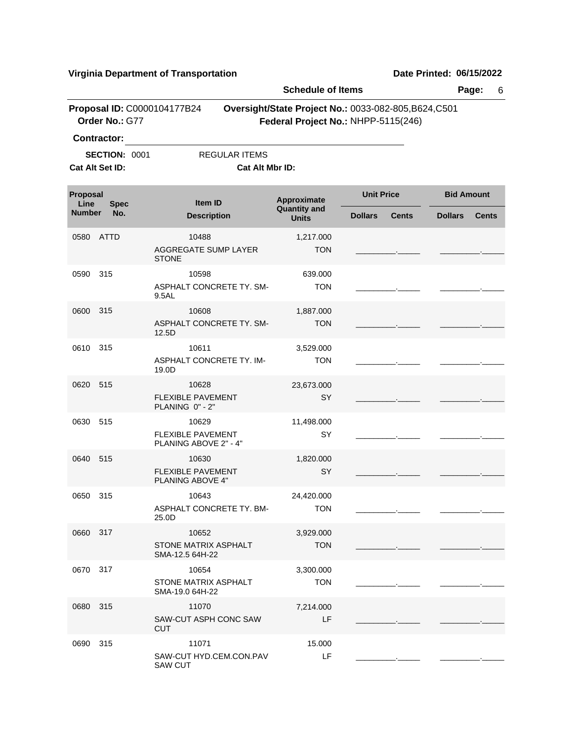**Virginia Department of Transportation** | **Date Printed: 06/15/2022**

**Schedule of Items**

**Proposal ID:** C0000104177B24 | **Oversight/State Project No.:** 0033-082-805,B624,C501

**Order No.:** G77 | **Federal Project No.:** NHPP-5115(246)

**Contractor:** ______________________________

**SECTION:** 0001 REGULAR ITEMS

**Cat Alt Set ID:** | **Cat Alt Mbr ID:**

| Proposal Line Number | Spec No. | Item ID / Description | Approximate Quantity and Units | Unit Price Dollars | Unit Price Cents | Bid Amount Dollars | Bid Amount Cents |
|---|---|---|---|---|---|---|---|
| 0580 | ATTD | 10488 AGGREGATE SUMP LAYER STONE | 1,217.000 TON | | | | |
| 0590 | 315 | 10598 ASPHALT CONCRETE TY. SM-9.5AL | 639.000 TON | | | | |
| 0600 | 315 | 10608 ASPHALT CONCRETE TY. SM-12.5D | 1,887.000 TON | | | | |
| 0610 | 315 | 10611 ASPHALT CONCRETE TY. IM-19.0D | 3,529.000 TON | | | | |
| 0620 | 515 | 10628 FLEXIBLE PAVEMENT PLANING 0" - 2" | 23,673.000 SY | | | | |
| 0630 | 515 | 10629 FLEXIBLE PAVEMENT PLANING ABOVE 2" - 4" | 11,498.000 SY | | | | |
| 0640 | 515 | 10630 FLEXIBLE PAVEMENT PLANING ABOVE 4" | 1,820.000 SY | | | | |
| 0650 | 315 | 10643 ASPHALT CONCRETE TY. BM-25.0D | 24,420.000 TON | | | | |
| 0660 | 317 | 10652 STONE MATRIX ASPHALT SMA-12.5 64H-22 | 3,929.000 TON | | | | |
| 0670 | 317 | 10654 STONE MATRIX ASPHALT SMA-19.0 64H-22 | 3,300.000 TON | | | | |
| 0680 | 315 | 11070 SAW-CUT ASPH CONC SAW CUT | 7,214.000 LF | | | | |
| 0690 | 315 | 11071 SAW-CUT HYD.CEM.CON.PAV SAW CUT | 15.000 LF | | | | |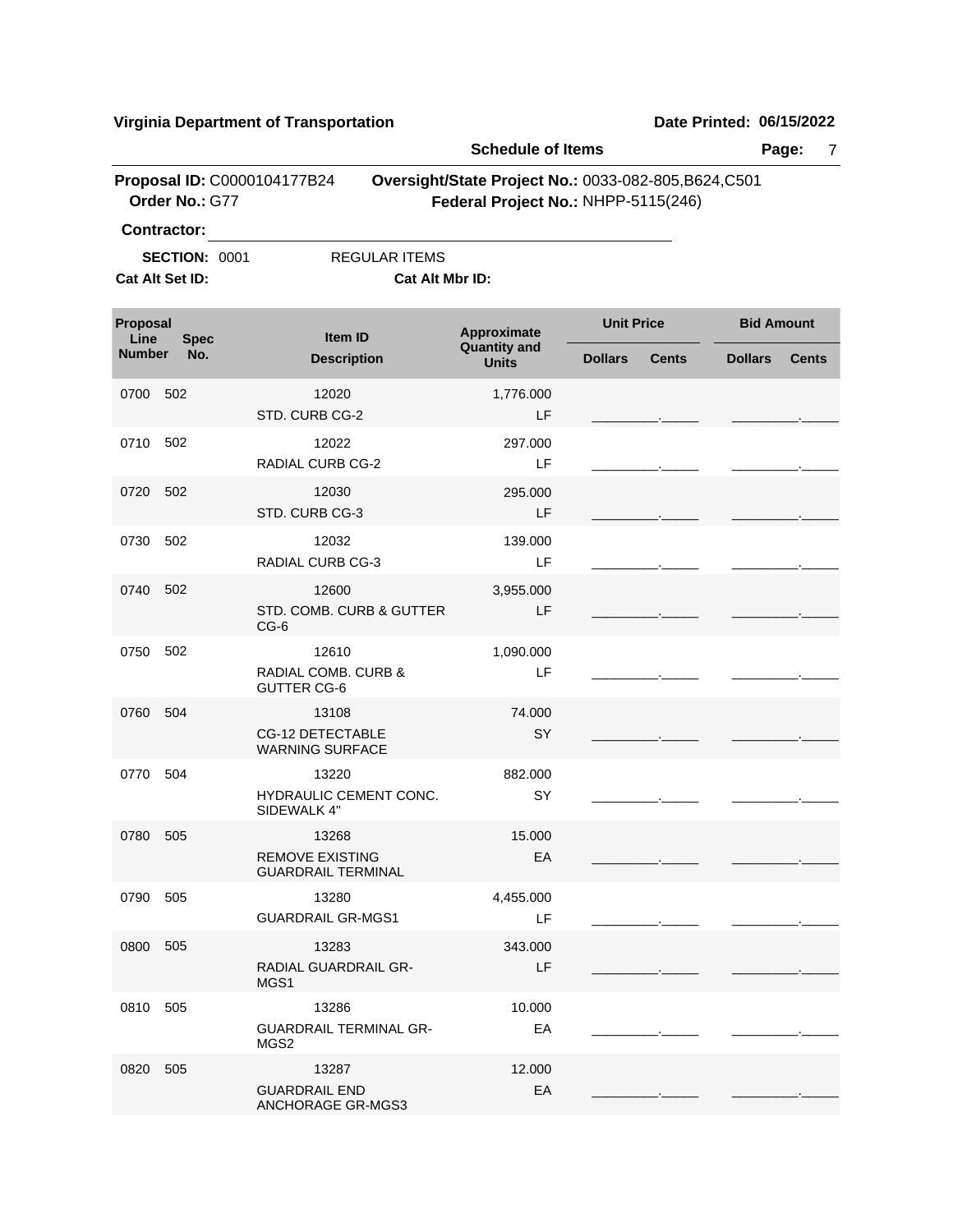**Virginia Department of Transportation** | **Date Printed: 06/15/2022**

**Schedule of Items**

**Proposal ID:** C0000104177B24 **Oversight/State Project No.:** 0033-082-805,B624,C501
**Order No.:** G77 **Federal Project No.:** NHPP-5115(246)

**Contractor:** ______________________________

**SECTION:** 0001 REGULAR ITEMS

**Cat Alt Set ID:** **Cat Alt Mbr ID:**

| Proposal Line Number | Spec No. | Item ID / Description | Approximate Quantity and Units | Unit Price Dollars | Unit Price Cents | Bid Amount Dollars | Bid Amount Cents |
|---|---|---|---|---|---|---|---|
| 0700 | 502 | 12020<br>STD. CURB CG-2 | 1,776.000<br>LF | | | | |
| 0710 | 502 | 12022<br>RADIAL CURB CG-2 | 297.000<br>LF | | | | |
| 0720 | 502 | 12030<br>STD. CURB CG-3 | 295.000<br>LF | | | | |
| 0730 | 502 | 12032<br>RADIAL CURB CG-3 | 139.000<br>LF | | | | |
| 0740 | 502 | 12600<br>STD. COMB. CURB & GUTTER CG-6 | 3,955.000<br>LF | | | | |
| 0750 | 502 | 12610<br>RADIAL COMB. CURB & GUTTER CG-6 | 1,090.000<br>LF | | | | |
| 0760 | 504 | 13108<br>CG-12 DETECTABLE WARNING SURFACE | 74.000<br>SY | | | | |
| 0770 | 504 | 13220<br>HYDRAULIC CEMENT CONC. SIDEWALK 4" | 882.000<br>SY | | | | |
| 0780 | 505 | 13268<br>REMOVE EXISTING GUARDRAIL TERMINAL | 15.000<br>EA | | | | |
| 0790 | 505 | 13280<br>GUARDRAIL GR-MGS1 | 4,455.000<br>LF | | | | |
| 0800 | 505 | 13283<br>RADIAL GUARDRAIL GR-MGS1 | 343.000<br>LF | | | | |
| 0810 | 505 | 13286<br>GUARDRAIL TERMINAL GR-MGS2 | 10.000<br>EA | | | | |
| 0820 | 505 | 13287<br>GUARDRAIL END ANCHORAGE GR-MGS3 | 12.000<br>EA | | | | |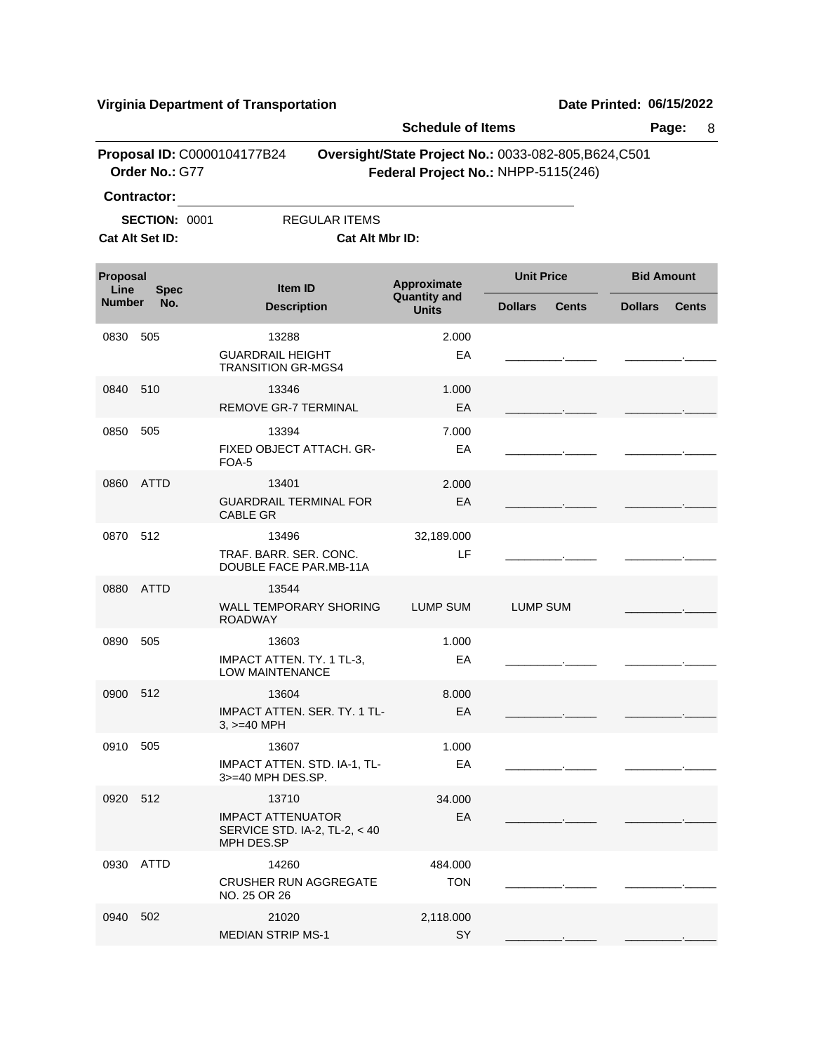**Virginia Department of Transportation** **Date Printed: 06/15/2022**

**Schedule of Items** **Page:** 8

**Proposal ID:** C0000104177B24 **Oversight/State Project No.:** 0033-082-805,B624,C501
**Order No.:** G77 **Federal Project No.:** NHPP-5115(246)

**Contractor:** ______________________________

**SECTION:** 0001 REGULAR ITEMS

**Cat Alt Set ID:** **Cat Alt Mbr ID:**

| Proposal Line Number | Spec No. | Item ID / Description | Approximate Quantity and Units | Unit Price Dollars | Unit Price Cents | Bid Amount Dollars | Bid Amount Cents |
|---|---|---|---|---|---|---|---|
| 0830 | 505 | 13288 GUARDRAIL HEIGHT TRANSITION GR-MGS4 | 2.000 EA | | | | |
| 0840 | 510 | 13346 REMOVE GR-7 TERMINAL | 1.000 EA | | | | |
| 0850 | 505 | 13394 FIXED OBJECT ATTACH. GR-FOA-5 | 7.000 EA | | | | |
| 0860 | ATTD | 13401 GUARDRAIL TERMINAL FOR CABLE GR | 2.000 EA | | | | |
| 0870 | 512 | 13496 TRAF. BARR. SER. CONC. DOUBLE FACE PAR.MB-11A | 32,189.000 LF | | | | |
| 0880 | ATTD | 13544 WALL TEMPORARY SHORING ROADWAY | LUMP SUM | LUMP SUM | | | |
| 0890 | 505 | 13603 IMPACT ATTEN. TY. 1 TL-3, LOW MAINTENANCE | 1.000 EA | | | | |
| 0900 | 512 | 13604 IMPACT ATTEN. SER. TY. 1 TL-3, >=40 MPH | 8.000 EA | | | | |
| 0910 | 505 | 13607 IMPACT ATTEN. STD. IA-1, TL-3>=40 MPH DES.SP. | 1.000 EA | | | | |
| 0920 | 512 | 13710 IMPACT ATTENUATOR SERVICE STD. IA-2, TL-2, < 40 MPH DES.SP | 34.000 EA | | | | |
| 0930 | ATTD | 14260 CRUSHER RUN AGGREGATE NO. 25 OR 26 | 484.000 TON | | | | |
| 0940 | 502 | 21020 MEDIAN STRIP MS-1 | 2,118.000 SY | | | | |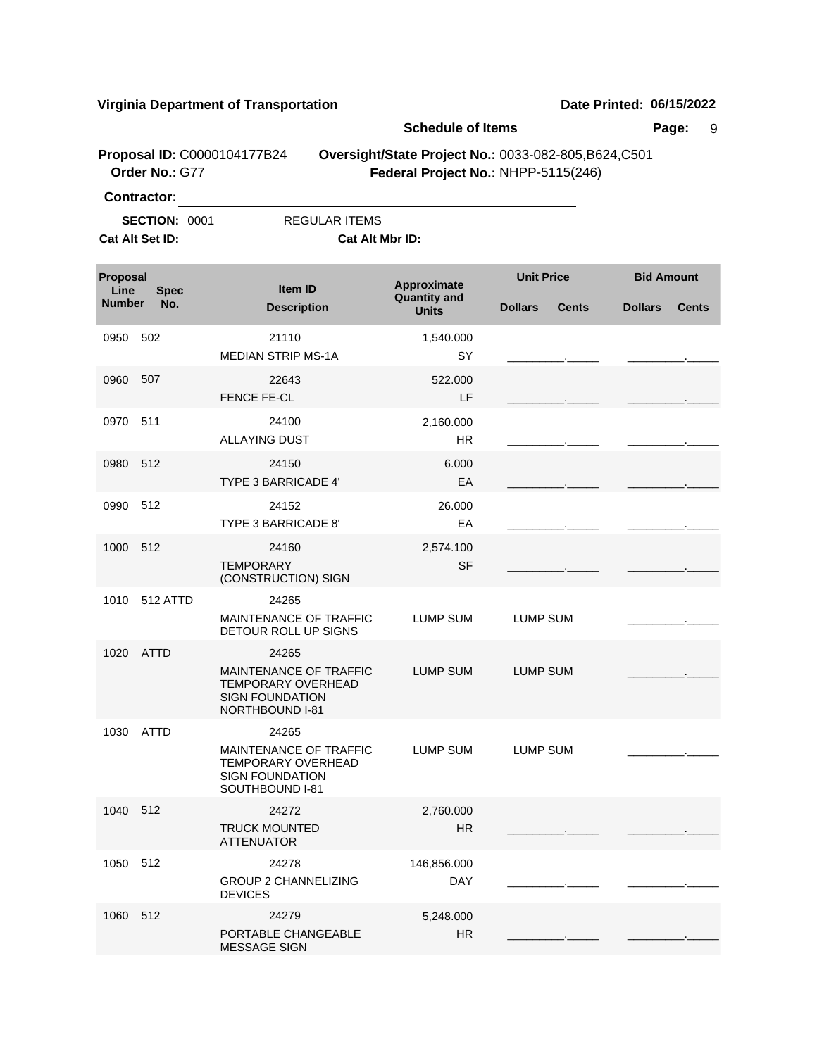**Virginia Department of Transportation** | **Date Printed: 06/15/2022**

**Schedule of Items**

**Proposal ID:** C0000104177B24 **Oversight/State Project No.:** 0033-082-805,B624,C501
**Order No.:** G77 **Federal Project No.:** NHPP-5115(246)

**Contractor:** ______________________________

**SECTION:** 0001 REGULAR ITEMS

**Cat Alt Set ID:** **Cat Alt Mbr ID:**

| Proposal Line Number | Spec No. | Item ID / Description | Approximate Quantity and Units | Unit Price Dollars | Unit Price Cents | Bid Amount Dollars | Bid Amount Cents |
|---|---|---|---|---|---|---|---|
| 0950 | 502 | 21110 MEDIAN STRIP MS-1A | 1,540.000 SY | _________ | _____ | _________ | _____ |
| 0960 | 507 | 22643 FENCE FE-CL | 522.000 LF | _________ | _____ | _________ | _____ |
| 0970 | 511 | 24100 ALLAYING DUST | 2,160.000 HR | _________ | _____ | _________ | _____ |
| 0980 | 512 | 24150 TYPE 3 BARRICADE 4' | 6.000 EA | _________ | _____ | _________ | _____ |
| 0990 | 512 | 24152 TYPE 3 BARRICADE 8' | 26.000 EA | _________ | _____ | _________ | _____ |
| 1000 | 512 | 24160 TEMPORARY (CONSTRUCTION) SIGN | 2,574.100 SF | _________ | _____ | _________ | _____ |
| 1010 | 512 ATTD | 24265 MAINTENANCE OF TRAFFIC DETOUR ROLL UP SIGNS | LUMP SUM | LUMP SUM | | _________ | _____ |
| 1020 | ATTD | 24265 MAINTENANCE OF TRAFFIC TEMPORARY OVERHEAD SIGN FOUNDATION NORTHBOUND I-81 | LUMP SUM | LUMP SUM | | _________ | _____ |
| 1030 | ATTD | 24265 MAINTENANCE OF TRAFFIC TEMPORARY OVERHEAD SIGN FOUNDATION SOUTHBOUND I-81 | LUMP SUM | LUMP SUM | | _________ | _____ |
| 1040 | 512 | 24272 TRUCK MOUNTED ATTENUATOR | 2,760.000 HR | _________ | _____ | _________ | _____ |
| 1050 | 512 | 24278 GROUP 2 CHANNELIZING DEVICES | 146,856.000 DAY | _________ | _____ | _________ | _____ |
| 1060 | 512 | 24279 PORTABLE CHANGEABLE MESSAGE SIGN | 5,248.000 HR | _________ | _____ | _________ | _____ |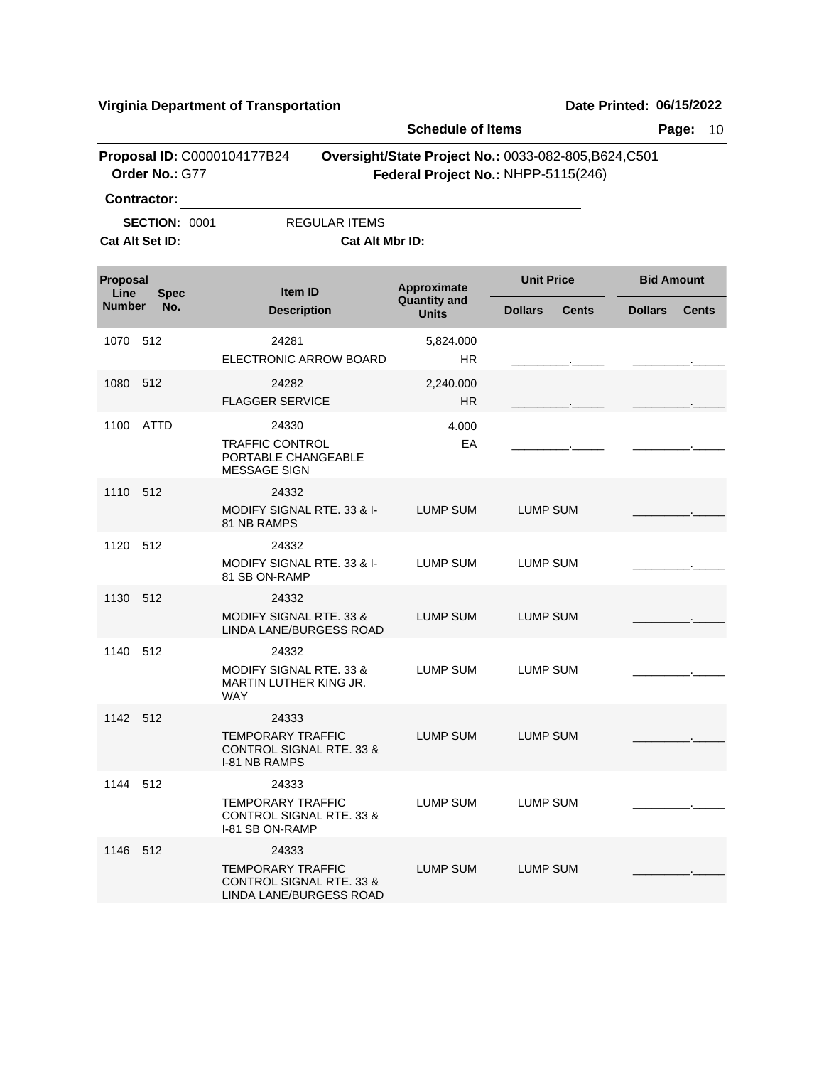**Virginia Department of Transportation** | **Date Printed: 06/15/2022**

**Schedule of Items**

**Proposal ID:** C0000104177B24 **Oversight/State Project No.:** 0033-082-805,B624,C501
**Order No.:** G77 **Federal Project No.:** NHPP-5115(246)

**Contractor:** ______________________________

**SECTION:** 0001 REGULAR ITEMS

**Cat Alt Set ID:** **Cat Alt Mbr ID:**

| Proposal Line Number | Spec No. | Item ID / Description | Approximate Quantity and Units | Unit Price Dollars | Unit Price Cents | Bid Amount Dollars | Bid Amount Cents |
|---|---|---|---|---|---|---|---|
| 1070 | 512 | 24281 ELECTRONIC ARROW BOARD | 5,824.000 HR | | | | |
| 1080 | 512 | 24282 FLAGGER SERVICE | 2,240.000 HR | | | | |
| 1100 | ATTD | 24330 TRAFFIC CONTROL PORTABLE CHANGEABLE MESSAGE SIGN | 4.000 EA | | | | |
| 1110 | 512 | 24332 MODIFY SIGNAL RTE. 33 & I-81 NB RAMPS | LUMP SUM | LUMP SUM | | | |
| 1120 | 512 | 24332 MODIFY SIGNAL RTE. 33 & I-81 SB ON-RAMP | LUMP SUM | LUMP SUM | | | |
| 1130 | 512 | 24332 MODIFY SIGNAL RTE. 33 & LINDA LANE/BURGESS ROAD | LUMP SUM | LUMP SUM | | | |
| 1140 | 512 | 24332 MODIFY SIGNAL RTE. 33 & MARTIN LUTHER KING JR. WAY | LUMP SUM | LUMP SUM | | | |
| 1142 | 512 | 24333 TEMPORARY TRAFFIC CONTROL SIGNAL RTE. 33 & I-81 NB RAMPS | LUMP SUM | LUMP SUM | | | |
| 1144 | 512 | 24333 TEMPORARY TRAFFIC CONTROL SIGNAL RTE. 33 & I-81 SB ON-RAMP | LUMP SUM | LUMP SUM | | | |
| 1146 | 512 | 24333 TEMPORARY TRAFFIC CONTROL SIGNAL RTE. 33 & LINDA LANE/BURGESS ROAD | LUMP SUM | LUMP SUM | | | |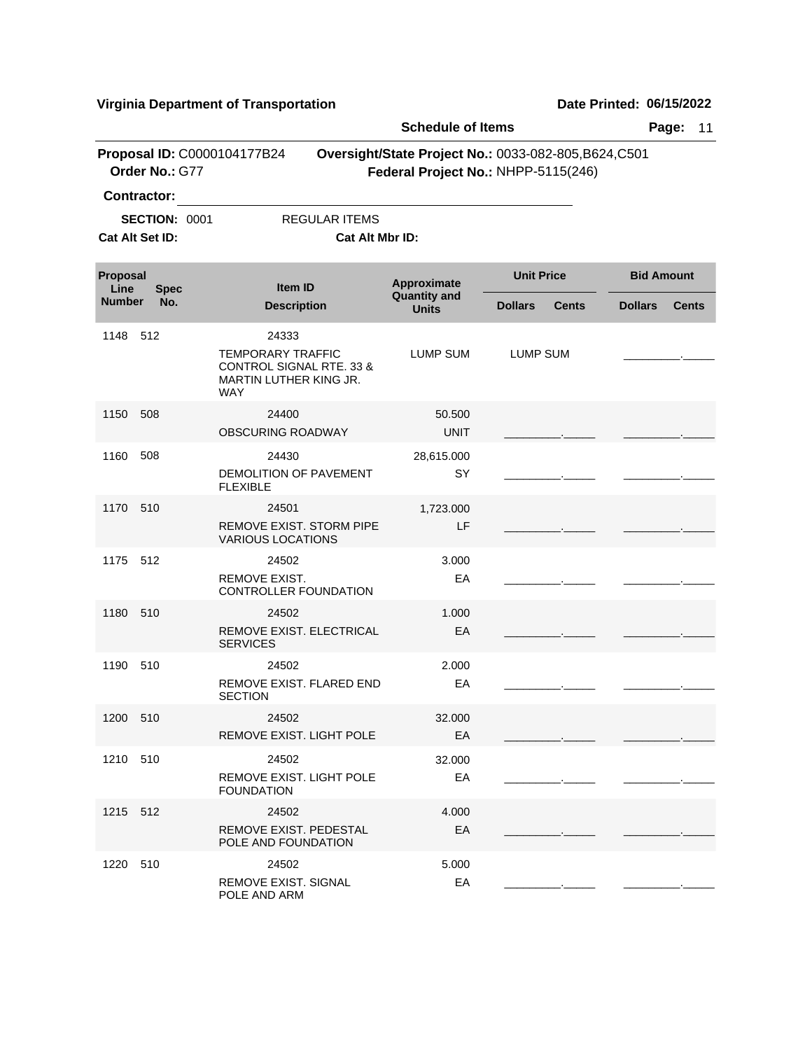**Virginia Department of Transportation** **Date Printed: 06/15/2022**

**Schedule of Items**

**Proposal ID:** C0000104177B24 **Oversight/State Project No.:** 0033-082-805,B624,C501
**Order No.:** G77 **Federal Project No.:** NHPP-5115(246)

**Contractor:** ______________________________

**SECTION:** 0001 REGULAR ITEMS

**Cat Alt Set ID:** **Cat Alt Mbr ID:**

| Proposal Line Number | Spec No. | Item ID / Description | Approximate Quantity and Units | Unit Price Dollars | Unit Price Cents | Bid Amount Dollars | Bid Amount Cents |
|---|---|---|---|---|---|---|---|
| 1148 | 512 | 24333<br>TEMPORARY TRAFFIC CONTROL SIGNAL RTE. 33 & MARTIN LUTHER KING JR. WAY | LUMP SUM | LUMP SUM | | _________ | _____ |
| 1150 | 508 | 24400<br>OBSCURING ROADWAY | 50.500<br>UNIT | _________ | _____ | _________ | _____ |
| 1160 | 508 | 24430<br>DEMOLITION OF PAVEMENT FLEXIBLE | 28,615.000<br>SY | _________ | _____ | _________ | _____ |
| 1170 | 510 | 24501<br>REMOVE EXIST. STORM PIPE VARIOUS LOCATIONS | 1,723.000<br>LF | _________ | _____ | _________ | _____ |
| 1175 | 512 | 24502<br>REMOVE EXIST. CONTROLLER FOUNDATION | 3.000<br>EA | _________ | _____ | _________ | _____ |
| 1180 | 510 | 24502<br>REMOVE EXIST. ELECTRICAL SERVICES | 1.000<br>EA | _________ | _____ | _________ | _____ |
| 1190 | 510 | 24502<br>REMOVE EXIST. FLARED END SECTION | 2.000<br>EA | _________ | _____ | _________ | _____ |
| 1200 | 510 | 24502<br>REMOVE EXIST. LIGHT POLE | 32.000<br>EA | _________ | _____ | _________ | _____ |
| 1210 | 510 | 24502<br>REMOVE EXIST. LIGHT POLE FOUNDATION | 32.000<br>EA | _________ | _____ | _________ | _____ |
| 1215 | 512 | 24502<br>REMOVE EXIST. PEDESTAL POLE AND FOUNDATION | 4.000<br>EA | _________ | _____ | _________ | _____ |
| 1220 | 510 | 24502<br>REMOVE EXIST. SIGNAL POLE AND ARM | 5.000<br>EA | _________ | _____ | _________ | _____ |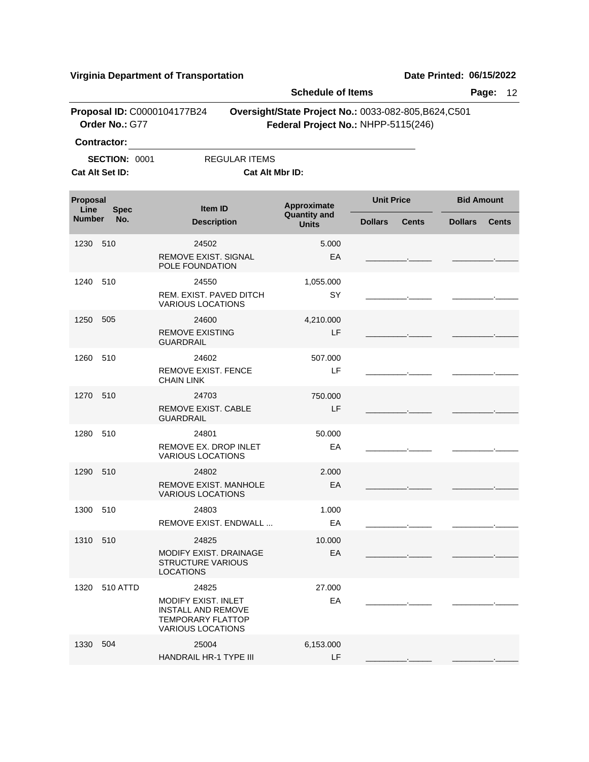**Virginia Department of Transportation** | **Date Printed: 06/15/2022**

**Schedule of Items**

**Proposal ID:** C0000104177B24 **Oversight/State Project No.:** 0033-082-805,B624,C501
**Order No.:** G77 **Federal Project No.:** NHPP-5115(246)

**Contractor:** ______________________________

**SECTION:** 0001 REGULAR ITEMS

**Cat Alt Set ID:** **Cat Alt Mbr ID:**

| Proposal Line Number | Spec No. | Item ID / Description | Approximate Quantity and Units | Unit Price Dollars | Unit Price Cents | Bid Amount Dollars | Bid Amount Cents |
|---|---|---|---|---|---|---|---|
| 1230 | 510 | 24502 REMOVE EXIST. SIGNAL POLE FOUNDATION | 5.000 EA | | | | |
| 1240 | 510 | 24550 REM. EXIST. PAVED DITCH VARIOUS LOCATIONS | 1,055.000 SY | | | | |
| 1250 | 505 | 24600 REMOVE EXISTING GUARDRAIL | 4,210.000 LF | | | | |
| 1260 | 510 | 24602 REMOVE EXIST. FENCE CHAIN LINK | 507.000 LF | | | | |
| 1270 | 510 | 24703 REMOVE EXIST. CABLE GUARDRAIL | 750.000 LF | | | | |
| 1280 | 510 | 24801 REMOVE EX. DROP INLET VARIOUS LOCATIONS | 50.000 EA | | | | |
| 1290 | 510 | 24802 REMOVE EXIST. MANHOLE VARIOUS LOCATIONS | 2.000 EA | | | | |
| 1300 | 510 | 24803 REMOVE EXIST. ENDWALL ... | 1.000 EA | | | | |
| 1310 | 510 | 24825 MODIFY EXIST. DRAINAGE STRUCTURE VARIOUS LOCATIONS | 10.000 EA | | | | |
| 1320 | 510 ATTD | 24825 MODIFY EXIST. INLET INSTALL AND REMOVE TEMPORARY FLATTOP VARIOUS LOCATIONS | 27.000 EA | | | | |
| 1330 | 504 | 25004 HANDRAIL HR-1 TYPE III | 6,153.000 LF | | | | |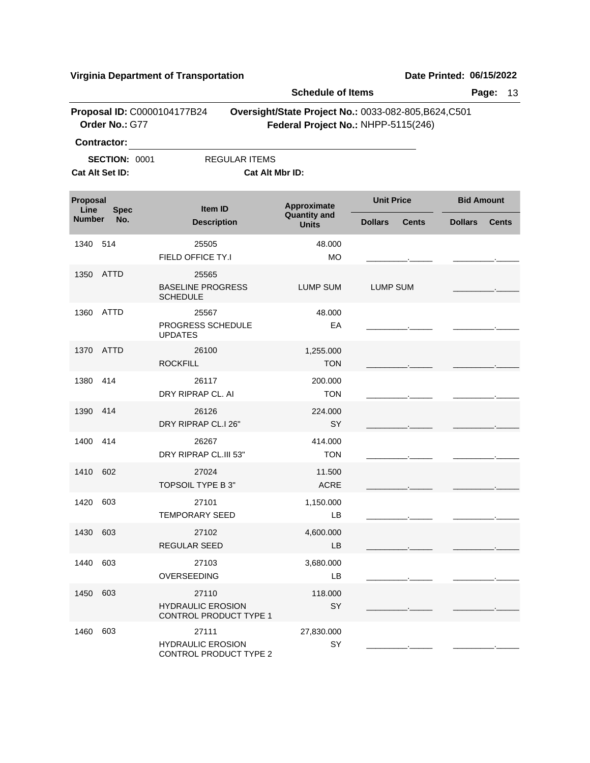**Virginia Department of Transportation** **Date Printed: 06/15/2022**

**Schedule of Items**

**Proposal ID:** C0000104177B24 **Oversight/State Project No.:** 0033-082-805,B624,C501
**Order No.:** G77 **Federal Project No.:** NHPP-5115(246)

**Contractor:** ______________________________

**SECTION:** 0001 REGULAR ITEMS

**Cat Alt Set ID:** **Cat Alt Mbr ID:**

| Proposal Line Number | Spec No. | Item ID / Description | Approximate Quantity and Units | Unit Price Dollars | Unit Price Cents | Bid Amount Dollars | Bid Amount Cents |
|---|---|---|---|---|---|---|---|
| 1340 | 514 | 25505<br>FIELD OFFICE TY.I | 48.000<br>MO | | | | |
| 1350 | ATTD | 25565<br>BASELINE PROGRESS SCHEDULE | LUMP SUM | LUMP SUM | | | |
| 1360 | ATTD | 25567<br>PROGRESS SCHEDULE UPDATES | 48.000<br>EA | | | | |
| 1370 | ATTD | 26100<br>ROCKFILL | 1,255.000<br>TON | | | | |
| 1380 | 414 | 26117<br>DRY RIPRAP CL. AI | 200.000<br>TON | | | | |
| 1390 | 414 | 26126<br>DRY RIPRAP CL.I 26" | 224.000<br>SY | | | | |
| 1400 | 414 | 26267<br>DRY RIPRAP CL.III 53" | 414.000<br>TON | | | | |
| 1410 | 602 | 27024<br>TOPSOIL TYPE B 3" | 11.500<br>ACRE | | | | |
| 1420 | 603 | 27101<br>TEMPORARY SEED | 1,150.000<br>LB | | | | |
| 1430 | 603 | 27102<br>REGULAR SEED | 4,600.000<br>LB | | | | |
| 1440 | 603 | 27103<br>OVERSEEDING | 3,680.000<br>LB | | | | |
| 1450 | 603 | 27110<br>HYDRAULIC EROSION CONTROL PRODUCT TYPE 1 | 118.000<br>SY | | | | |
| 1460 | 603 | 27111<br>HYDRAULIC EROSION CONTROL PRODUCT TYPE 2 | 27,830.000<br>SY | | | | |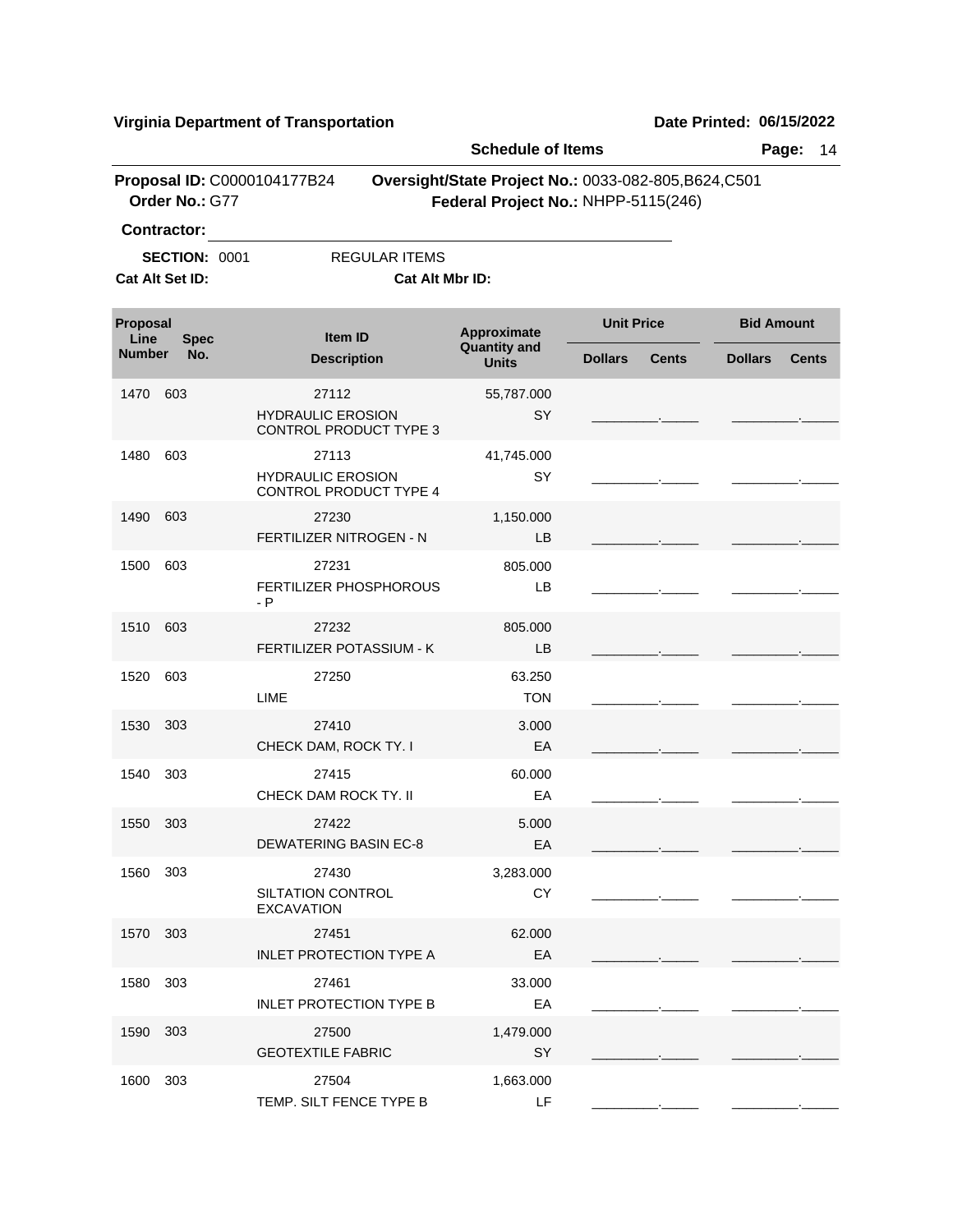**Virginia Department of Transportation** — **Schedule of Items**

**Proposal ID:** C0000104177B24 **Oversight/State Project No.:** 0033-082-805,B624,C501
**Order No.:** G77 **Federal Project No.:** NHPP-5115(246)

**Contractor:** ______________________________

**SECTION:** 0001 REGULAR ITEMS

**Cat Alt Set ID:** **Cat Alt Mbr ID:**

| Proposal Line Number | Spec No. | Item ID / Description | Approximate Quantity and Units | Unit Price Dollars | Unit Price Cents | Bid Amount Dollars | Bid Amount Cents |
|---|---|---|---|---|---|---|---|
| 1470 | 603 | 27112 HYDRAULIC EROSION CONTROL PRODUCT TYPE 3 | 55,787.000 SY | | | | |
| 1480 | 603 | 27113 HYDRAULIC EROSION CONTROL PRODUCT TYPE 4 | 41,745.000 SY | | | | |
| 1490 | 603 | 27230 FERTILIZER NITROGEN - N | 1,150.000 LB | | | | |
| 1500 | 603 | 27231 FERTILIZER PHOSPHOROUS - P | 805.000 LB | | | | |
| 1510 | 603 | 27232 FERTILIZER POTASSIUM - K | 805.000 LB | | | | |
| 1520 | 603 | 27250 LIME | 63.250 TON | | | | |
| 1530 | 303 | 27410 CHECK DAM, ROCK TY. I | 3.000 EA | | | | |
| 1540 | 303 | 27415 CHECK DAM ROCK TY. II | 60.000 EA | | | | |
| 1550 | 303 | 27422 DEWATERING BASIN EC-8 | 5.000 EA | | | | |
| 1560 | 303 | 27430 SILTATION CONTROL EXCAVATION | 3,283.000 CY | | | | |
| 1570 | 303 | 27451 INLET PROTECTION TYPE A | 62.000 EA | | | | |
| 1580 | 303 | 27461 INLET PROTECTION TYPE B | 33.000 EA | | | | |
| 1590 | 303 | 27500 GEOTEXTILE FABRIC | 1,479.000 SY | | | | |
| 1600 | 303 | 27504 TEMP. SILT FENCE TYPE B | 1,663.000 LF | | | | |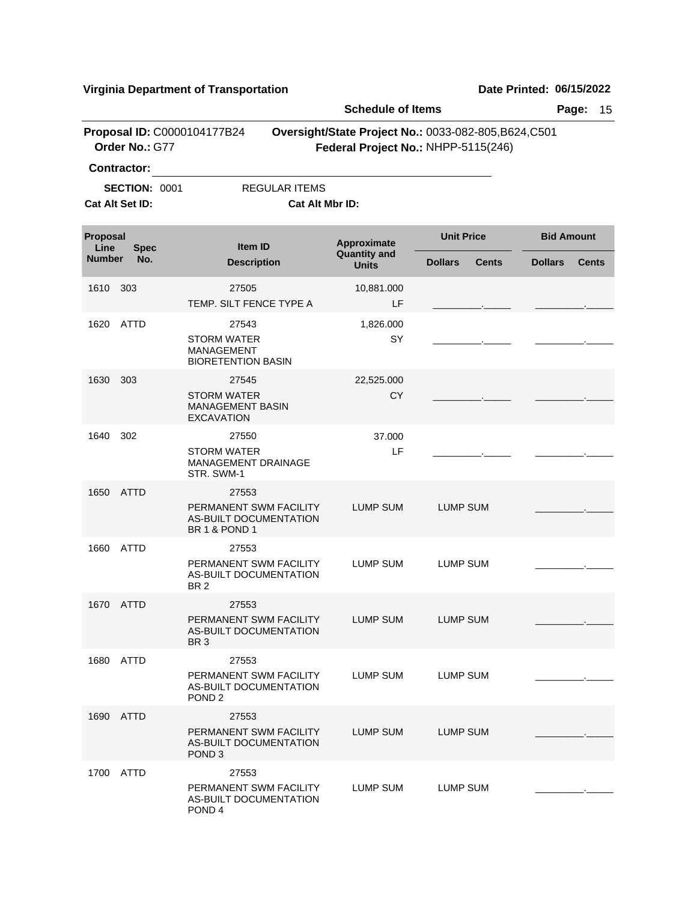**Virginia Department of Transportation** **Date Printed: 06/15/2022**

**Schedule of Items**

**Proposal ID:** C0000104177B24 **Oversight/State Project No.:** 0033-082-805,B624,C501
**Order No.:** G77 **Federal Project No.:** NHPP-5115(246)

**Contractor:** ____________________

**SECTION:** 0001 REGULAR ITEMS

**Cat Alt Set ID:** **Cat Alt Mbr ID:**

| Proposal Line Number | Spec No. | Item ID / Description | Approximate Quantity and Units | Unit Price Dollars | Unit Price Cents | Bid Amount Dollars | Bid Amount Cents |
|---|---|---|---|---|---|---|---|
| 1610 | 303 | 27505 TEMP. SILT FENCE TYPE A | 10,881.000 LF | | | | |
| 1620 | ATTD | 27543 STORM WATER MANAGEMENT BIORETENTION BASIN | 1,826.000 SY | | | | |
| 1630 | 303 | 27545 STORM WATER MANAGEMENT BASIN EXCAVATION | 22,525.000 CY | | | | |
| 1640 | 302 | 27550 STORM WATER MANAGEMENT DRAINAGE STR. SWM-1 | 37.000 LF | | | | |
| 1650 | ATTD | 27553 PERMANENT SWM FACILITY AS-BUILT DOCUMENTATION BR 1 & POND 1 | LUMP SUM | LUMP SUM | | | |
| 1660 | ATTD | 27553 PERMANENT SWM FACILITY AS-BUILT DOCUMENTATION BR 2 | LUMP SUM | LUMP SUM | | | |
| 1670 | ATTD | 27553 PERMANENT SWM FACILITY AS-BUILT DOCUMENTATION BR 3 | LUMP SUM | LUMP SUM | | | |
| 1680 | ATTD | 27553 PERMANENT SWM FACILITY AS-BUILT DOCUMENTATION POND 2 | LUMP SUM | LUMP SUM | | | |
| 1690 | ATTD | 27553 PERMANENT SWM FACILITY AS-BUILT DOCUMENTATION POND 3 | LUMP SUM | LUMP SUM | | | |
| 1700 | ATTD | 27553 PERMANENT SWM FACILITY AS-BUILT DOCUMENTATION POND 4 | LUMP SUM | LUMP SUM | | | |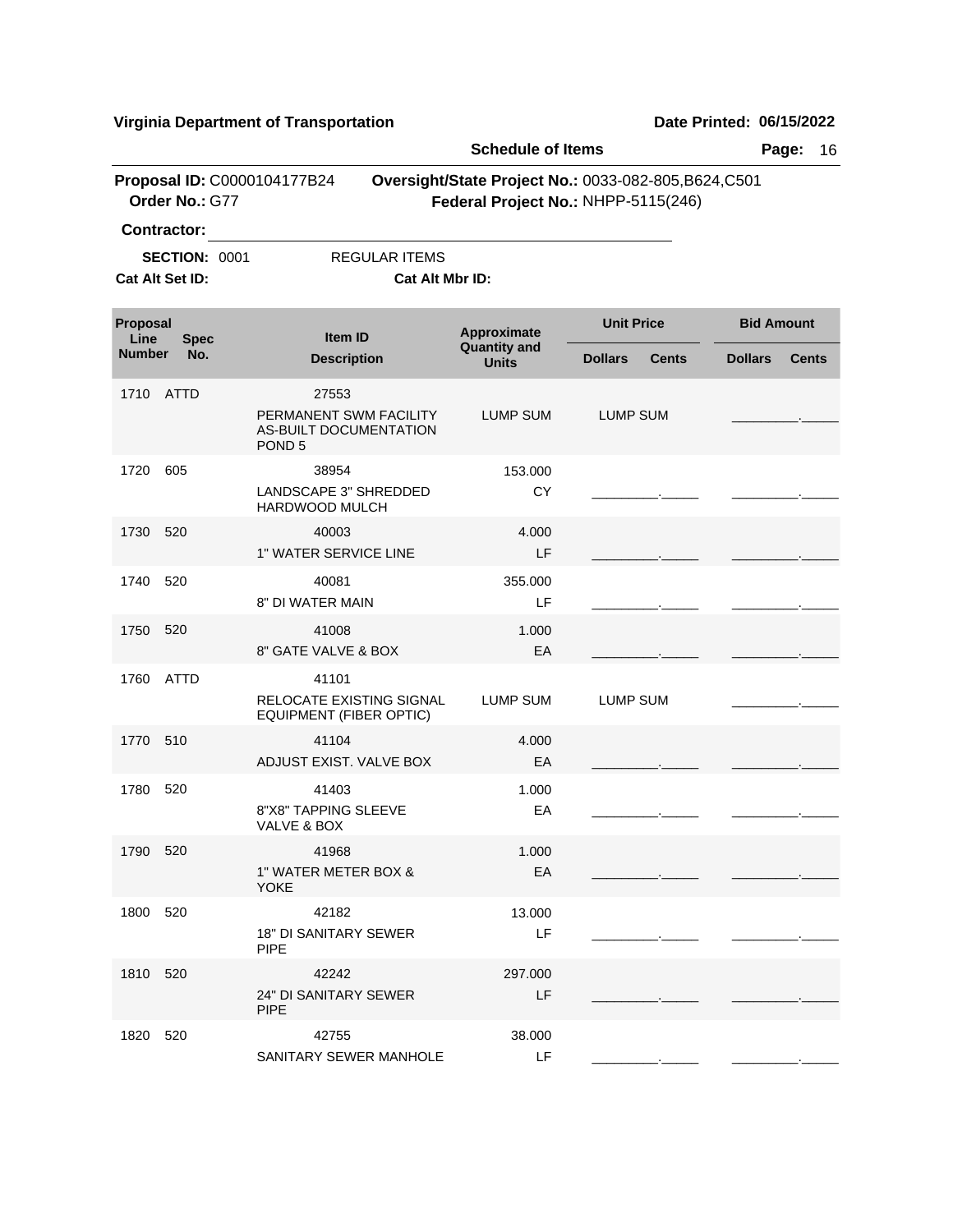**Virginia Department of Transportation** **Date Printed: 06/15/2022**

**Schedule of Items**

**Proposal ID:** C0000104177B24 **Oversight/State Project No.:** 0033-082-805,B624,C501
**Order No.:** G77 **Federal Project No.:** NHPP-5115(246)

**Contractor:** ________________________________

**SECTION:** 0001 REGULAR ITEMS

**Cat Alt Set ID:** **Cat Alt Mbr ID:**

| Proposal Line Number | Spec No. | Item ID / Description | Approximate Quantity and Units | Unit Price Dollars | Unit Price Cents | Bid Amount Dollars | Bid Amount Cents |
|---|---|---|---|---|---|---|---|
| 1710 | ATTD | 27553 PERMANENT SWM FACILITY AS-BUILT DOCUMENTATION POND 5 | LUMP SUM | LUMP SUM | | ________ | _____ |
| 1720 | 605 | 38954 LANDSCAPE 3" SHREDDED HARDWOOD MULCH | 153.000 CY | ________ | _____ | ________ | _____ |
| 1730 | 520 | 40003 1" WATER SERVICE LINE | 4.000 LF | ________ | _____ | ________ | _____ |
| 1740 | 520 | 40081 8" DI WATER MAIN | 355.000 LF | ________ | _____ | ________ | _____ |
| 1750 | 520 | 41008 8" GATE VALVE & BOX | 1.000 EA | ________ | _____ | ________ | _____ |
| 1760 | ATTD | 41101 RELOCATE EXISTING SIGNAL EQUIPMENT (FIBER OPTIC) | LUMP SUM | LUMP SUM | | ________ | _____ |
| 1770 | 510 | 41104 ADJUST EXIST. VALVE BOX | 4.000 EA | ________ | _____ | ________ | _____ |
| 1780 | 520 | 41403 8"X8" TAPPING SLEEVE VALVE & BOX | 1.000 EA | ________ | _____ | ________ | _____ |
| 1790 | 520 | 41968 1" WATER METER BOX & YOKE | 1.000 EA | ________ | _____ | ________ | _____ |
| 1800 | 520 | 42182 18" DI SANITARY SEWER PIPE | 13.000 LF | ________ | _____ | ________ | _____ |
| 1810 | 520 | 42242 24" DI SANITARY SEWER PIPE | 297.000 LF | ________ | _____ | ________ | _____ |
| 1820 | 520 | 42755 SANITARY SEWER MANHOLE | 38.000 LF | ________ | _____ | ________ | _____ |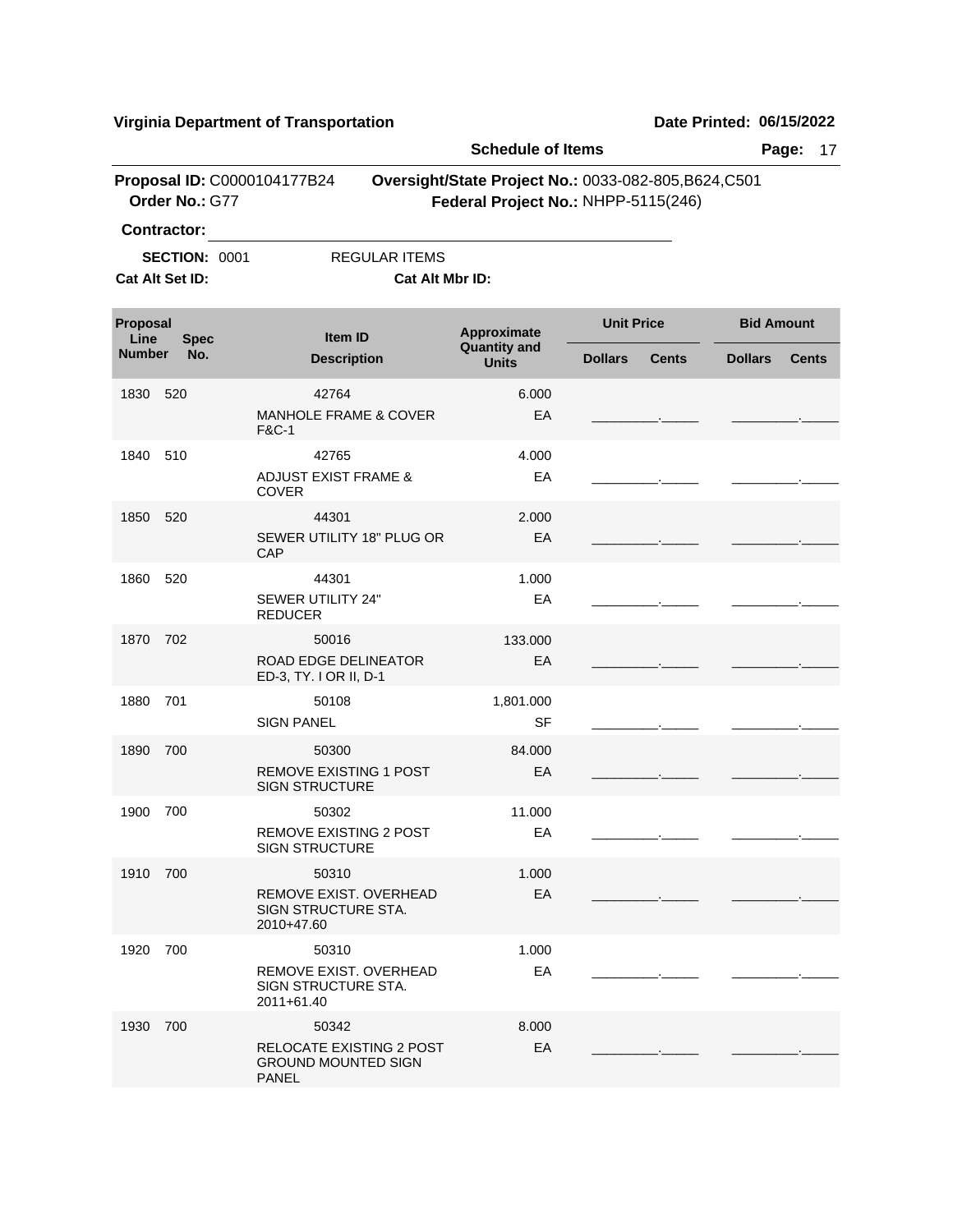**Virginia Department of Transportation**

**Date Printed: 06/15/2022**

**Schedule of Items**

**Proposal ID:** C0000104177B24 **Oversight/State Project No.:** 0033-082-805,B624,C501

**Order No.:** G77 **Federal Project No.:** NHPP-5115(246)

**Contractor:** ______________________________

**SECTION:** 0001 REGULAR ITEMS

**Cat Alt Set ID:** **Cat Alt Mbr ID:**

| Proposal Line Number | Spec No. | Item ID / Description | Approximate Quantity and Units | Unit Price Dollars | Unit Price Cents | Bid Amount Dollars | Bid Amount Cents |
|---|---|---|---|---|---|---|---|
| 1830 | 520 | 42764 MANHOLE FRAME & COVER F&C-1 | 6.000 EA | | | | |
| 1840 | 510 | 42765 ADJUST EXIST FRAME & COVER | 4.000 EA | | | | |
| 1850 | 520 | 44301 SEWER UTILITY 18" PLUG OR CAP | 2.000 EA | | | | |
| 1860 | 520 | 44301 SEWER UTILITY 24" REDUCER | 1.000 EA | | | | |
| 1870 | 702 | 50016 ROAD EDGE DELINEATOR ED-3, TY. I OR II, D-1 | 133.000 EA | | | | |
| 1880 | 701 | 50108 SIGN PANEL | 1,801.000 SF | | | | |
| 1890 | 700 | 50300 REMOVE EXISTING 1 POST SIGN STRUCTURE | 84.000 EA | | | | |
| 1900 | 700 | 50302 REMOVE EXISTING 2 POST SIGN STRUCTURE | 11.000 EA | | | | |
| 1910 | 700 | 50310 REMOVE EXIST. OVERHEAD SIGN STRUCTURE STA. 2010+47.60 | 1.000 EA | | | | |
| 1920 | 700 | 50310 REMOVE EXIST. OVERHEAD SIGN STRUCTURE STA. 2011+61.40 | 1.000 EA | | | | |
| 1930 | 700 | 50342 RELOCATE EXISTING 2 POST GROUND MOUNTED SIGN PANEL | 8.000 EA | | | | |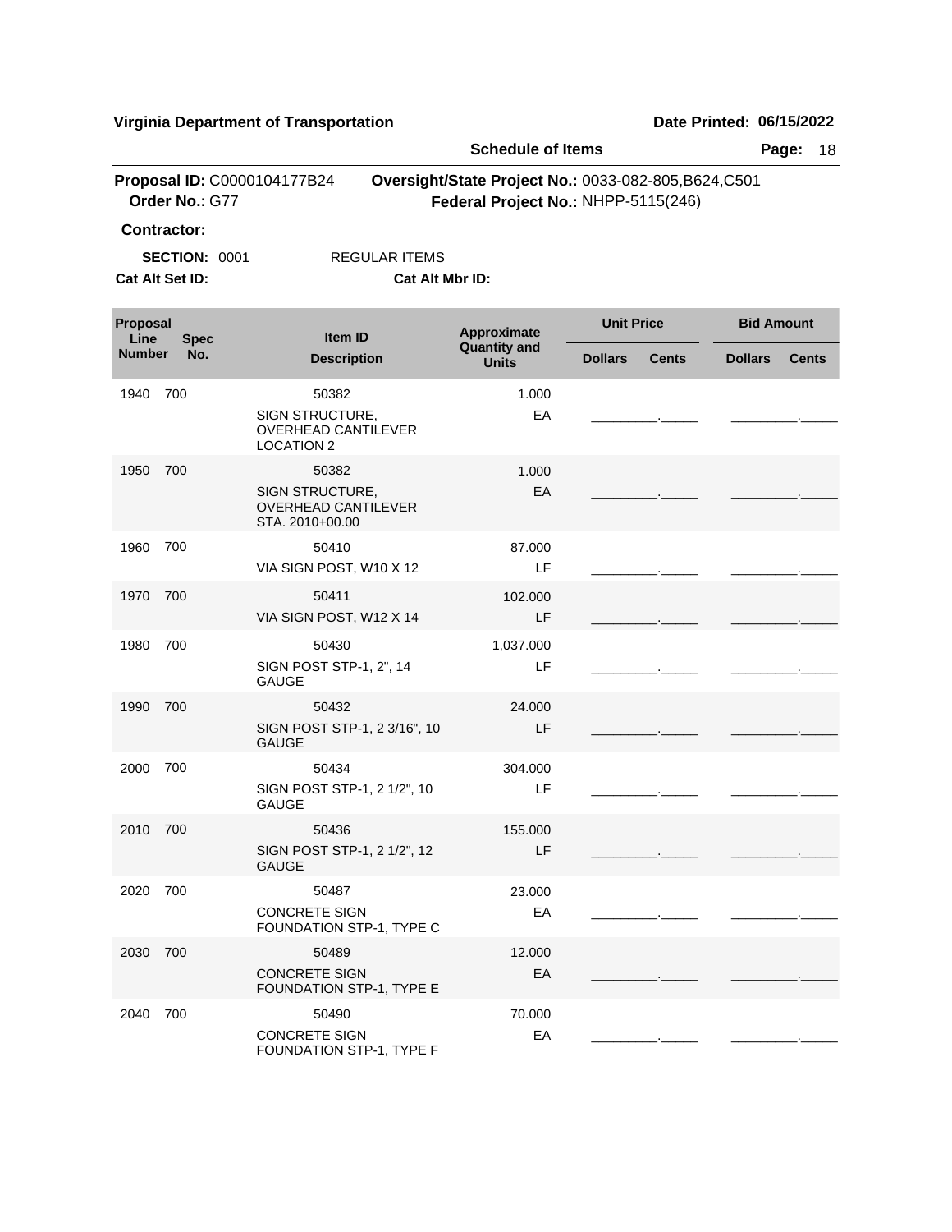**Virginia Department of Transportation** **Date Printed: 06/15/2022**

**Schedule of Items**

**Proposal ID:** C0000104177B24 **Oversight/State Project No.:** 0033-082-805,B624,C501
**Order No.:** G77 **Federal Project No.:** NHPP-5115(246)

**Contractor:** ______________________________

**SECTION:** 0001 REGULAR ITEMS

**Cat Alt Set ID:** **Cat Alt Mbr ID:**

| Proposal Line Number | Spec No. | Item ID / Description | Approximate Quantity and Units | Unit Price Dollars | Unit Price Cents | Bid Amount Dollars | Bid Amount Cents |
|---|---|---|---|---|---|---|---|
| 1940 | 700 | 50382 SIGN STRUCTURE, OVERHEAD CANTILEVER LOCATION 2 | 1.000 EA | | | | |
| 1950 | 700 | 50382 SIGN STRUCTURE, OVERHEAD CANTILEVER STA. 2010+00.00 | 1.000 EA | | | | |
| 1960 | 700 | 50410 VIA SIGN POST, W10 X 12 | 87.000 LF | | | | |
| 1970 | 700 | 50411 VIA SIGN POST, W12 X 14 | 102.000 LF | | | | |
| 1980 | 700 | 50430 SIGN POST STP-1, 2", 14 GAUGE | 1,037.000 LF | | | | |
| 1990 | 700 | 50432 SIGN POST STP-1, 2 3/16", 10 GAUGE | 24.000 LF | | | | |
| 2000 | 700 | 50434 SIGN POST STP-1, 2 1/2", 10 GAUGE | 304.000 LF | | | | |
| 2010 | 700 | 50436 SIGN POST STP-1, 2 1/2", 12 GAUGE | 155.000 LF | | | | |
| 2020 | 700 | 50487 CONCRETE SIGN FOUNDATION STP-1, TYPE C | 23.000 EA | | | | |
| 2030 | 700 | 50489 CONCRETE SIGN FOUNDATION STP-1, TYPE E | 12.000 EA | | | | |
| 2040 | 700 | 50490 CONCRETE SIGN FOUNDATION STP-1, TYPE F | 70.000 EA | | | | |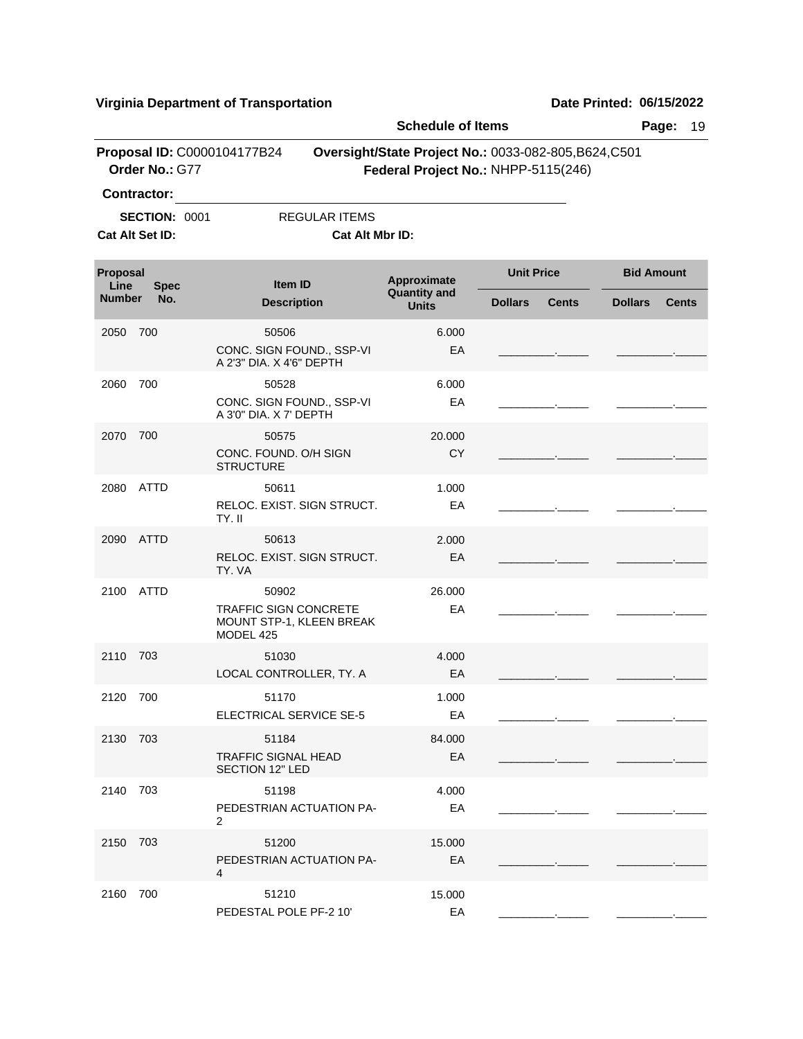**Virginia Department of Transportation** | **Date Printed: 06/15/2022**

**Schedule of Items**

**Proposal ID:** C0000104177B24 **Oversight/State Project No.:** 0033-082-805,B624,C501
**Order No.:** G77 **Federal Project No.:** NHPP-5115(246)

**Contractor:** ____________________

**SECTION:** 0001 REGULAR ITEMS

**Cat Alt Set ID:** **Cat Alt Mbr ID:**

| Proposal Line Number | Spec No. | Item ID / Description | Approximate Quantity and Units | Unit Price Dollars | Unit Price Cents | Bid Amount Dollars | Bid Amount Cents |
|---|---|---|---|---|---|---|---|
| 2050 | 700 | 50506<br>CONC. SIGN FOUND., SSP-VI A 2'3" DIA. X 4'6" DEPTH | 6.000<br>EA | | | | |
| 2060 | 700 | 50528<br>CONC. SIGN FOUND., SSP-VI A 3'0" DIA. X 7' DEPTH | 6.000<br>EA | | | | |
| 2070 | 700 | 50575<br>CONC. FOUND. O/H SIGN STRUCTURE | 20.000<br>CY | | | | |
| 2080 | ATTD | 50611<br>RELOC. EXIST. SIGN STRUCT. TY. II | 1.000<br>EA | | | | |
| 2090 | ATTD | 50613<br>RELOC. EXIST. SIGN STRUCT. TY. VA | 2.000<br>EA | | | | |
| 2100 | ATTD | 50902<br>TRAFFIC SIGN CONCRETE MOUNT STP-1, KLEEN BREAK MODEL 425 | 26.000<br>EA | | | | |
| 2110 | 703 | 51030<br>LOCAL CONTROLLER, TY. A | 4.000<br>EA | | | | |
| 2120 | 700 | 51170<br>ELECTRICAL SERVICE SE-5 | 1.000<br>EA | | | | |
| 2130 | 703 | 51184<br>TRAFFIC SIGNAL HEAD SECTION 12" LED | 84.000<br>EA | | | | |
| 2140 | 703 | 51198<br>PEDESTRIAN ACTUATION PA-2 | 4.000<br>EA | | | | |
| 2150 | 703 | 51200<br>PEDESTRIAN ACTUATION PA-4 | 15.000<br>EA | | | | |
| 2160 | 700 | 51210<br>PEDESTAL POLE PF-2 10' | 15.000<br>EA | | | | |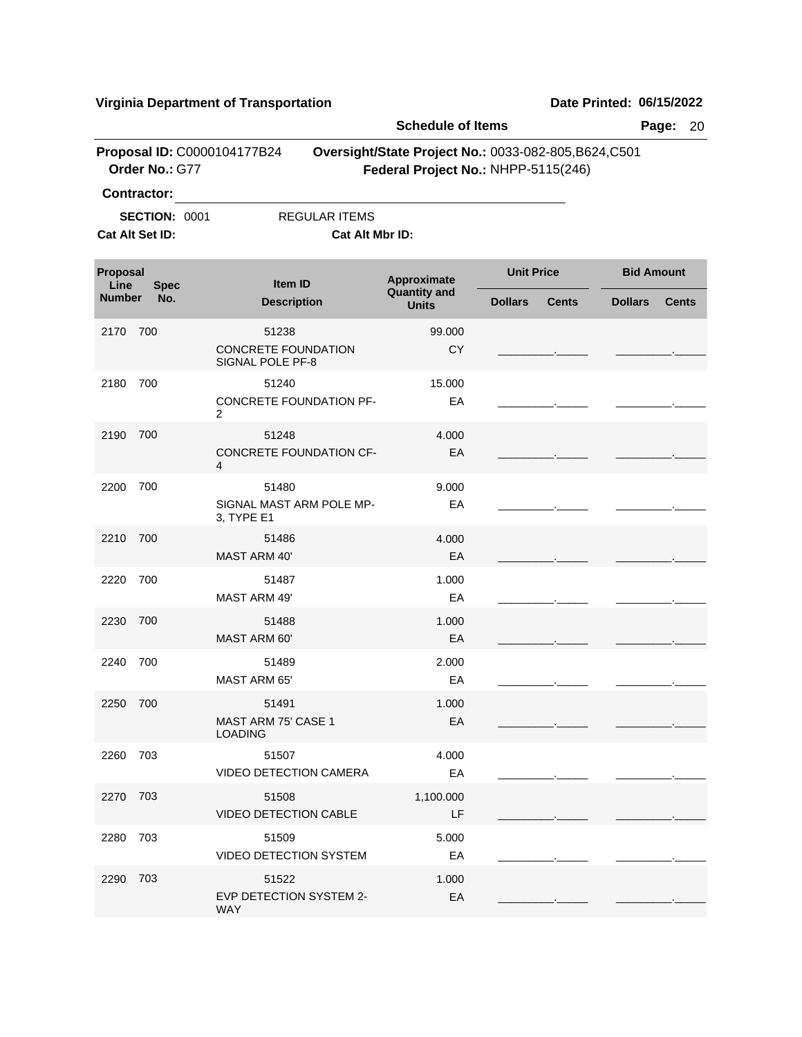**Virginia Department of Transportation**

**Date Printed: 06/15/2022**

**Schedule of Items**

**Proposal ID:** C0000104177B24 **Oversight/State Project No.:** 0033-082-805,B624,C501

**Order No.:** G77 **Federal Project No.:** NHPP-5115(246)

**Contractor:** ______________________________

**SECTION:** 0001 REGULAR ITEMS

**Cat Alt Set ID:** **Cat Alt Mbr ID:**

| Proposal Line Number | Spec No. | Item ID / Description | Approximate Quantity and Units | Unit Price Dollars | Unit Price Cents | Bid Amount Dollars | Bid Amount Cents |
|---|---|---|---|---|---|---|---|
| 2170 | 700 | 51238<br>CONCRETE FOUNDATION SIGNAL POLE PF-8 | 99.000<br>CY | | | | |
| 2180 | 700 | 51240<br>CONCRETE FOUNDATION PF-2 | 15.000<br>EA | | | | |
| 2190 | 700 | 51248<br>CONCRETE FOUNDATION CF-4 | 4.000<br>EA | | | | |
| 2200 | 700 | 51480<br>SIGNAL MAST ARM POLE MP-3, TYPE E1 | 9.000<br>EA | | | | |
| 2210 | 700 | 51486<br>MAST ARM 40' | 4.000<br>EA | | | | |
| 2220 | 700 | 51487<br>MAST ARM 49' | 1.000<br>EA | | | | |
| 2230 | 700 | 51488<br>MAST ARM 60' | 1.000<br>EA | | | | |
| 2240 | 700 | 51489<br>MAST ARM 65' | 2.000<br>EA | | | | |
| 2250 | 700 | 51491<br>MAST ARM 75' CASE 1 LOADING | 1.000<br>EA | | | | |
| 2260 | 703 | 51507<br>VIDEO DETECTION CAMERA | 4.000<br>EA | | | | |
| 2270 | 703 | 51508<br>VIDEO DETECTION CABLE | 1,100.000<br>LF | | | | |
| 2280 | 703 | 51509<br>VIDEO DETECTION SYSTEM | 5.000<br>EA | | | | |
| 2290 | 703 | 51522<br>EVP DETECTION SYSTEM 2-WAY | 1.000<br>EA | | | | |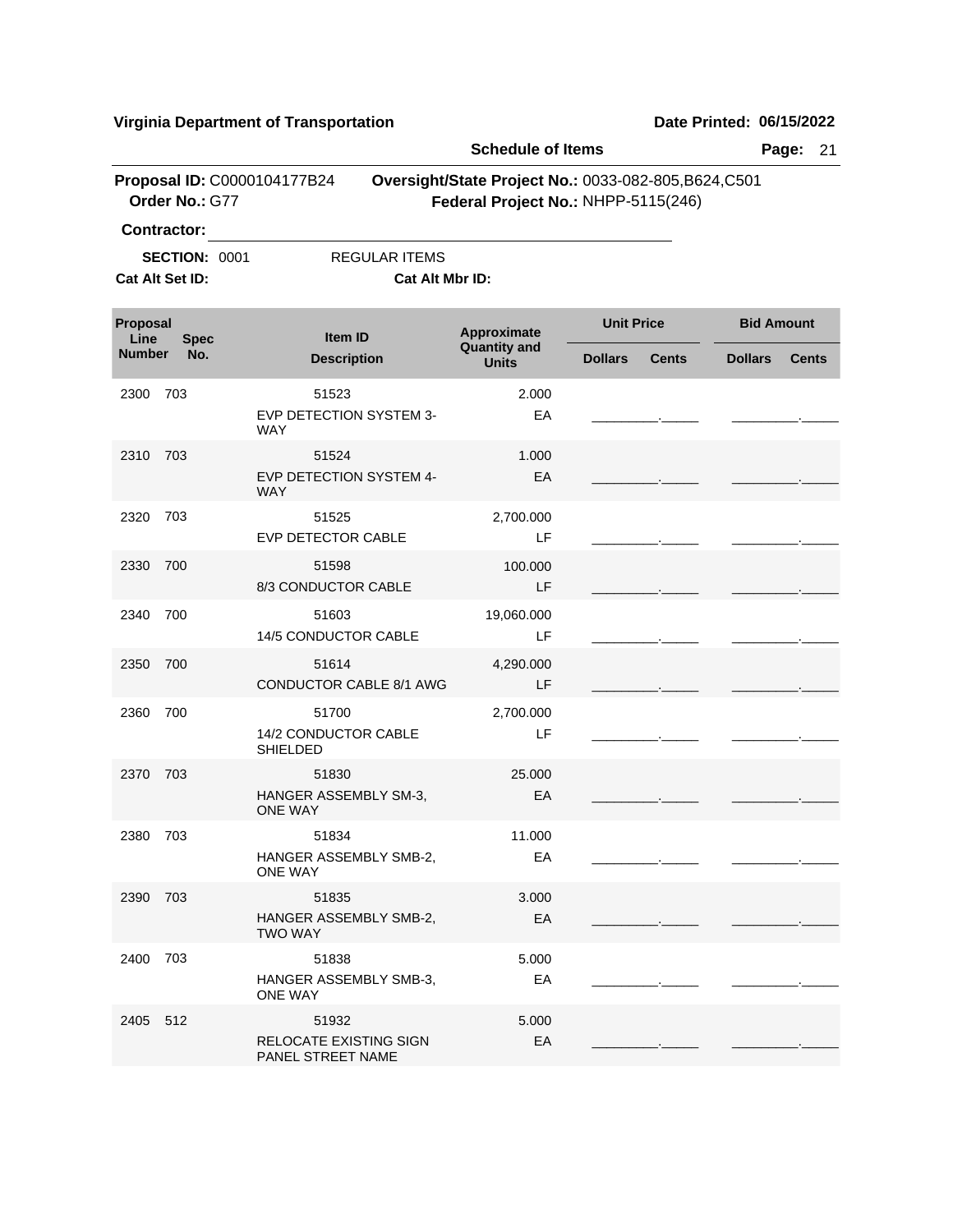**Virginia Department of Transportation** **Date Printed: 06/15/2022**

**Schedule of Items**

**Proposal ID:** C0000104177B24 **Oversight/State Project No.:** 0033-082-805,B624,C501
**Order No.:** G77 **Federal Project No.:** NHPP-5115(246)

**Contractor:** ____________________________________________

**SECTION:** 0001 REGULAR ITEMS

**Cat Alt Set ID:** **Cat Alt Mbr ID:**

| Proposal Line Number | Spec No. | Item ID / Description | Approximate Quantity and Units | Unit Price Dollars | Unit Price Cents | Bid Amount Dollars | Bid Amount Cents |
|---|---|---|---|---|---|---|---|
| 2300 | 703 | 51523 EVP DETECTION SYSTEM 3-WAY | 2.000 EA | | | | |
| 2310 | 703 | 51524 EVP DETECTION SYSTEM 4-WAY | 1.000 EA | | | | |
| 2320 | 703 | 51525 EVP DETECTOR CABLE | 2,700.000 LF | | | | |
| 2330 | 700 | 51598 8/3 CONDUCTOR CABLE | 100.000 LF | | | | |
| 2340 | 700 | 51603 14/5 CONDUCTOR CABLE | 19,060.000 LF | | | | |
| 2350 | 700 | 51614 CONDUCTOR CABLE 8/1 AWG | 4,290.000 LF | | | | |
| 2360 | 700 | 51700 14/2 CONDUCTOR CABLE SHIELDED | 2,700.000 LF | | | | |
| 2370 | 703 | 51830 HANGER ASSEMBLY SM-3, ONE WAY | 25.000 EA | | | | |
| 2380 | 703 | 51834 HANGER ASSEMBLY SMB-2, ONE WAY | 11.000 EA | | | | |
| 2390 | 703 | 51835 HANGER ASSEMBLY SMB-2, TWO WAY | 3.000 EA | | | | |
| 2400 | 703 | 51838 HANGER ASSEMBLY SMB-3, ONE WAY | 5.000 EA | | | | |
| 2405 | 512 | 51932 RELOCATE EXISTING SIGN PANEL STREET NAME | 5.000 EA | | | | |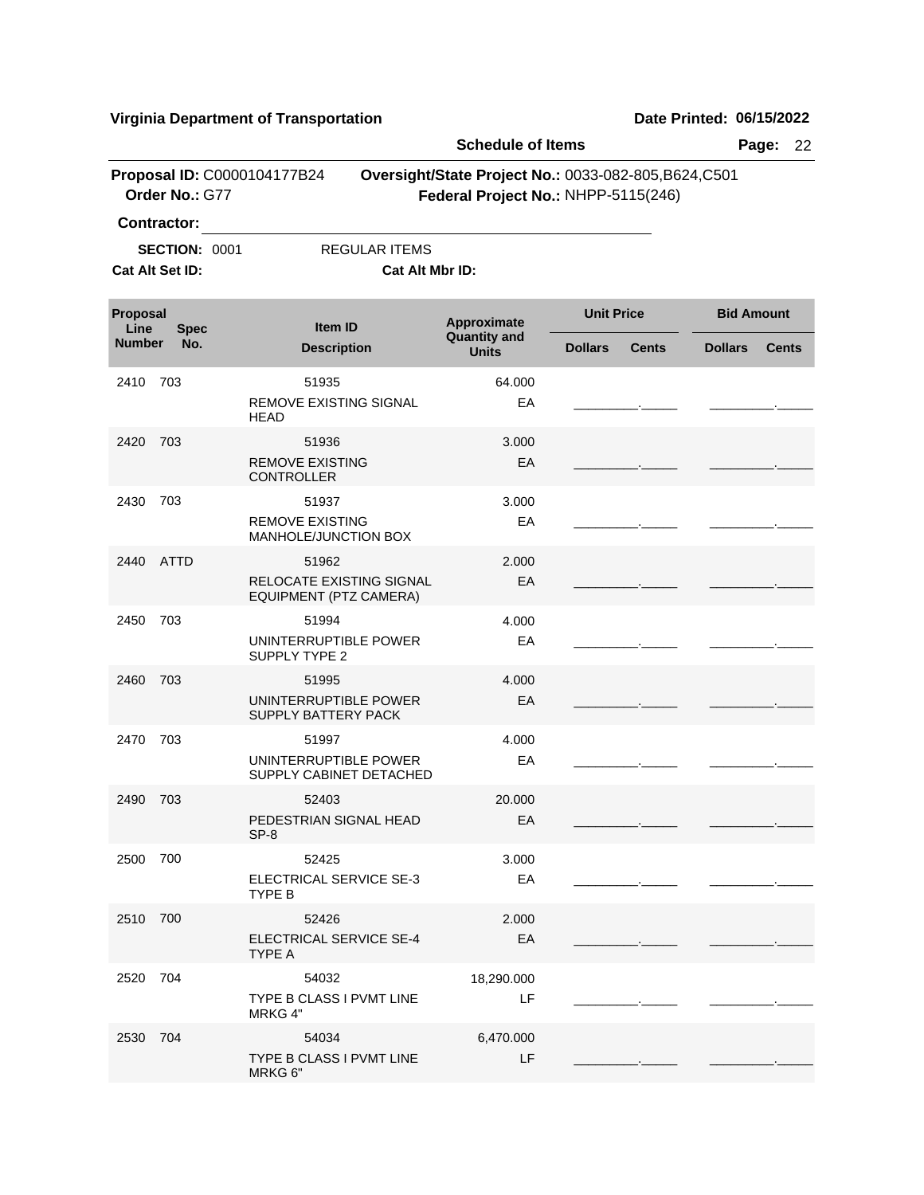**Virginia Department of Transportation** | **Date Printed: 06/15/2022**

**Schedule of Items**

**Proposal ID:** C0000104177B24 **Oversight/State Project No.:** 0033-082-805,B624,C501
**Order No.:** G77 **Federal Project No.:** NHPP-5115(246)

**Contractor:** ______________________________

**SECTION:** 0001 REGULAR ITEMS

**Cat Alt Set ID:** **Cat Alt Mbr ID:**

| Proposal Line Number | Spec No. | Item ID / Description | Approximate Quantity and Units | Unit Price Dollars | Unit Price Cents | Bid Amount Dollars | Bid Amount Cents |
|---|---|---|---|---|---|---|---|
| 2410 | 703 | 51935 REMOVE EXISTING SIGNAL HEAD | 64.000 EA | | | | |
| 2420 | 703 | 51936 REMOVE EXISTING CONTROLLER | 3.000 EA | | | | |
| 2430 | 703 | 51937 REMOVE EXISTING MANHOLE/JUNCTION BOX | 3.000 EA | | | | |
| 2440 | ATTD | 51962 RELOCATE EXISTING SIGNAL EQUIPMENT (PTZ CAMERA) | 2.000 EA | | | | |
| 2450 | 703 | 51994 UNINTERRUPTIBLE POWER SUPPLY TYPE 2 | 4.000 EA | | | | |
| 2460 | 703 | 51995 UNINTERRUPTIBLE POWER SUPPLY BATTERY PACK | 4.000 EA | | | | |
| 2470 | 703 | 51997 UNINTERRUPTIBLE POWER SUPPLY CABINET DETACHED | 4.000 EA | | | | |
| 2490 | 703 | 52403 PEDESTRIAN SIGNAL HEAD SP-8 | 20.000 EA | | | | |
| 2500 | 700 | 52425 ELECTRICAL SERVICE SE-3 TYPE B | 3.000 EA | | | | |
| 2510 | 700 | 52426 ELECTRICAL SERVICE SE-4 TYPE A | 2.000 EA | | | | |
| 2520 | 704 | 54032 TYPE B CLASS I PVMT LINE MRKG 4" | 18,290.000 LF | | | | |
| 2530 | 704 | 54034 TYPE B CLASS I PVMT LINE MRKG 6" | 6,470.000 LF | | | | |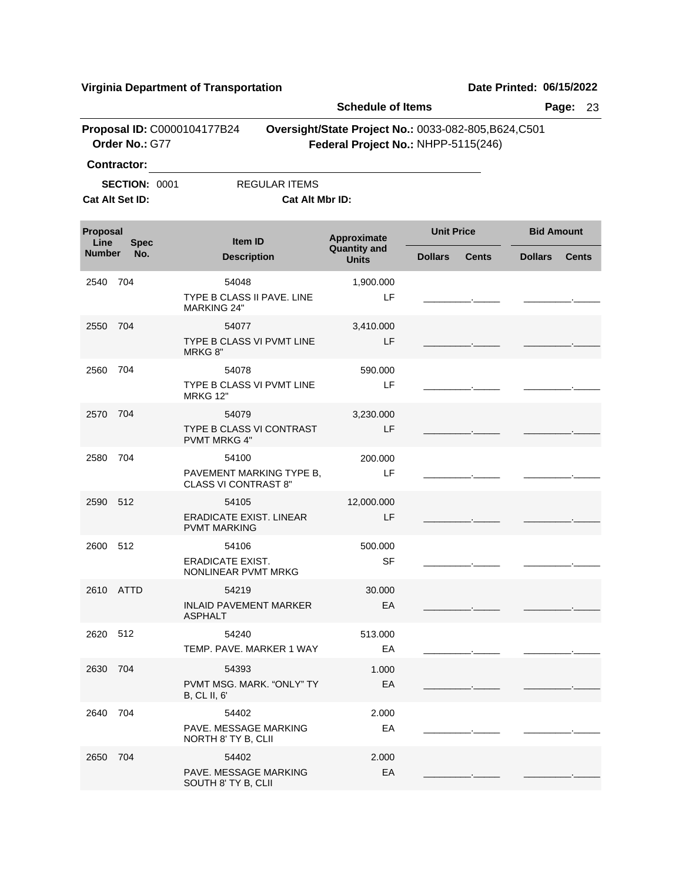**Virginia Department of Transportation** **Date Printed: 06/15/2022**

**Schedule of Items**

**Proposal ID:** C0000104177B24 **Oversight/State Project No.:** 0033-082-805,B624,C501
**Order No.:** G77 **Federal Project No.:** NHPP-5115(246)

**Contractor:** ______________________________

**SECTION:** 0001 REGULAR ITEMS

**Cat Alt Set ID:** **Cat Alt Mbr ID:**

| Proposal Line Number | Spec No. | Item ID / Description | Approximate Quantity and Units | Unit Price Dollars | Unit Price Cents | Bid Amount Dollars | Bid Amount Cents |
|---|---|---|---|---|---|---|---|
| 2540 | 704 | 54048<br>TYPE B CLASS II PAVE. LINE MARKING 24" | 1,900.000<br>LF | | | | |
| 2550 | 704 | 54077<br>TYPE B CLASS VI PVMT LINE MRKG 8" | 3,410.000<br>LF | | | | |
| 2560 | 704 | 54078<br>TYPE B CLASS VI PVMT LINE MRKG 12" | 590.000<br>LF | | | | |
| 2570 | 704 | 54079<br>TYPE B CLASS VI CONTRAST PVMT MRKG 4" | 3,230.000<br>LF | | | | |
| 2580 | 704 | 54100<br>PAVEMENT MARKING TYPE B, CLASS VI CONTRAST 8" | 200.000<br>LF | | | | |
| 2590 | 512 | 54105<br>ERADICATE EXIST. LINEAR PVMT MARKING | 12,000.000<br>LF | | | | |
| 2600 | 512 | 54106<br>ERADICATE EXIST. NONLINEAR PVMT MRKG | 500.000<br>SF | | | | |
| 2610 | ATTD | 54219<br>INLAID PAVEMENT MARKER ASPHALT | 30.000<br>EA | | | | |
| 2620 | 512 | 54240<br>TEMP. PAVE. MARKER 1 WAY | 513.000<br>EA | | | | |
| 2630 | 704 | 54393<br>PVMT MSG. MARK. “ONLY” TY B, CL II, 6' | 1.000<br>EA | | | | |
| 2640 | 704 | 54402<br>PAVE. MESSAGE MARKING NORTH 8' TY B, CLII | 2.000<br>EA | | | | |
| 2650 | 704 | 54402<br>PAVE. MESSAGE MARKING SOUTH 8' TY B, CLII | 2.000<br>EA | | | | |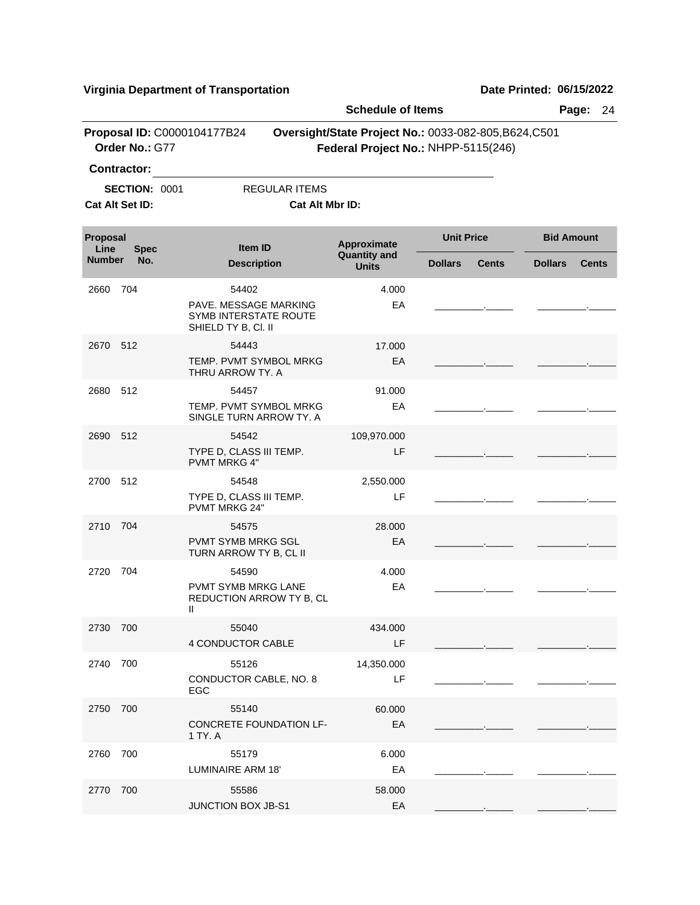**Virginia Department of Transportation** | **Date Printed: 06/15/2022**

**Schedule of Items**

**Proposal ID:** C0000104177B24 **Oversight/State Project No.:** 0033-082-805,B624,C501
**Order No.:** G77 **Federal Project No.:** NHPP-5115(246)

**Contractor:** ______________________________

**SECTION:** 0001 REGULAR ITEMS

**Cat Alt Set ID:** **Cat Alt Mbr ID:**

| Proposal Line Number | Spec No. | Item ID / Description | Approximate Quantity and Units | Unit Price Dollars | Unit Price Cents | Bid Amount Dollars | Bid Amount Cents |
|---|---|---|---|---|---|---|---|
| 2660 | 704 | 54402 PAVE. MESSAGE MARKING SYMB INTERSTATE ROUTE SHIELD TY B, Cl. II | 4.000 EA | | | | |
| 2670 | 512 | 54443 TEMP. PVMT SYMBOL MRKG THRU ARROW TY. A | 17.000 EA | | | | |
| 2680 | 512 | 54457 TEMP. PVMT SYMBOL MRKG SINGLE TURN ARROW TY. A | 91.000 EA | | | | |
| 2690 | 512 | 54542 TYPE D, CLASS III TEMP. PVMT MRKG 4" | 109,970.000 LF | | | | |
| 2700 | 512 | 54548 TYPE D, CLASS III TEMP. PVMT MRKG 24" | 2,550.000 LF | | | | |
| 2710 | 704 | 54575 PVMT SYMB MRKG SGL TURN ARROW TY B, CL II | 28.000 EA | | | | |
| 2720 | 704 | 54590 PVMT SYMB MRKG LANE REDUCTION ARROW TY B, CL II | 4.000 EA | | | | |
| 2730 | 700 | 55040 4 CONDUCTOR CABLE | 434.000 LF | | | | |
| 2740 | 700 | 55126 CONDUCTOR CABLE, NO. 8 EGC | 14,350.000 LF | | | | |
| 2750 | 700 | 55140 CONCRETE FOUNDATION LF-1 TY. A | 60.000 EA | | | | |
| 2760 | 700 | 55179 LUMINAIRE ARM 18' | 6.000 EA | | | | |
| 2770 | 700 | 55586 JUNCTION BOX JB-S1 | 58.000 EA | | | | |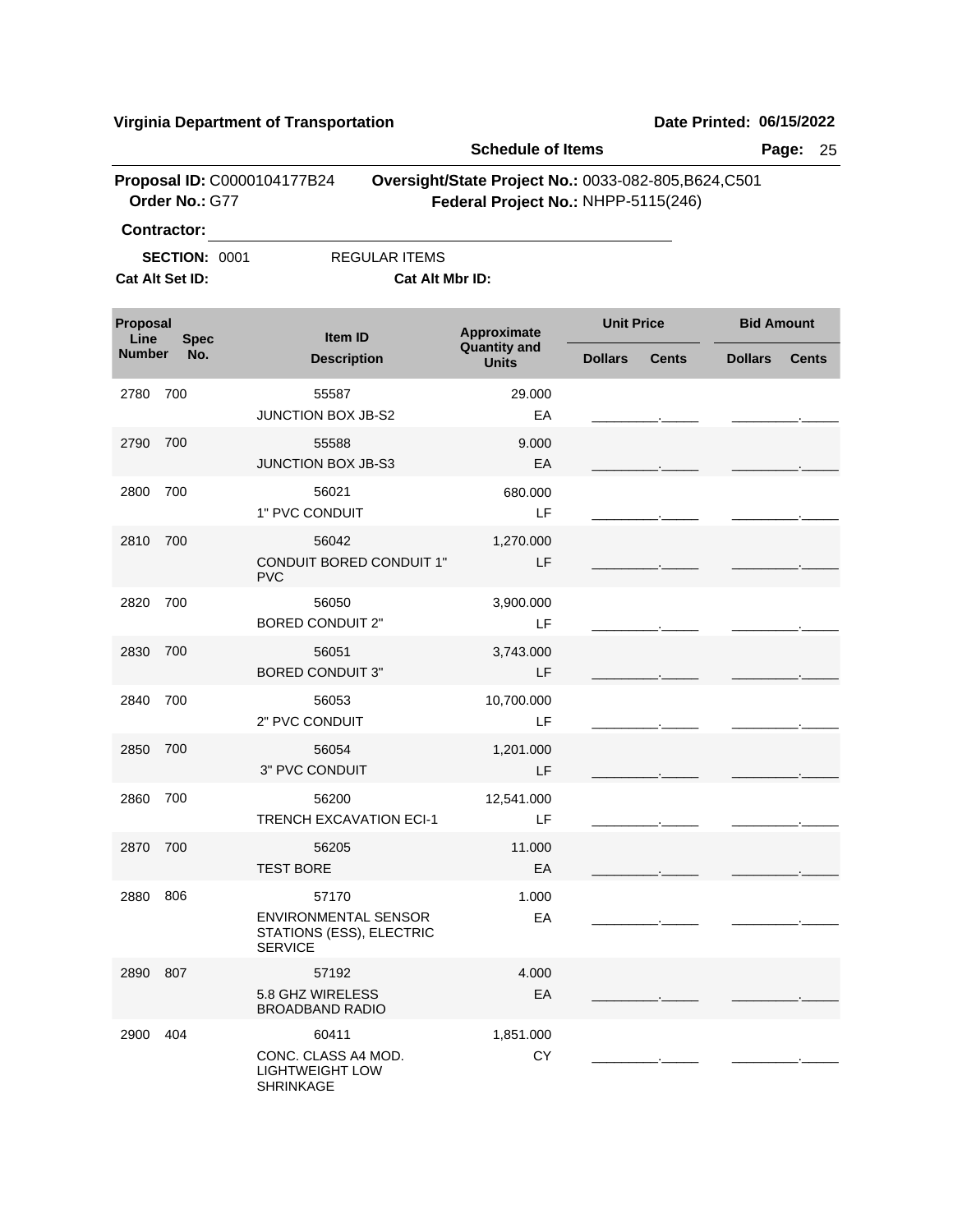**Virginia Department of Transportation** | **Date Printed: 06/15/2022**

**Schedule of Items**

**Proposal ID:** C0000104177B24 **Oversight/State Project No.:** 0033-082-805,B624,C501
**Order No.:** G77 **Federal Project No.:** NHPP-5115(246)

**Contractor:** ______________________________

**SECTION:** 0001 REGULAR ITEMS

**Cat Alt Set ID:** **Cat Alt Mbr ID:**

| Proposal Line Number | Spec No. | Item ID / Description | Approximate Quantity and Units | Unit Price Dollars | Unit Price Cents | Bid Amount Dollars | Bid Amount Cents |
|---|---|---|---|---|---|---|---|
| 2780 | 700 | 55587 JUNCTION BOX JB-S2 | 29.000 EA | | | | |
| 2790 | 700 | 55588 JUNCTION BOX JB-S3 | 9.000 EA | | | | |
| 2800 | 700 | 56021 1" PVC CONDUIT | 680.000 LF | | | | |
| 2810 | 700 | 56042 CONDUIT BORED CONDUIT 1" PVC | 1,270.000 LF | | | | |
| 2820 | 700 | 56050 BORED CONDUIT 2" | 3,900.000 LF | | | | |
| 2830 | 700 | 56051 BORED CONDUIT 3" | 3,743.000 LF | | | | |
| 2840 | 700 | 56053 2" PVC CONDUIT | 10,700.000 LF | | | | |
| 2850 | 700 | 56054 3" PVC CONDUIT | 1,201.000 LF | | | | |
| 2860 | 700 | 56200 TRENCH EXCAVATION ECI-1 | 12,541.000 LF | | | | |
| 2870 | 700 | 56205 TEST BORE | 11.000 EA | | | | |
| 2880 | 806 | 57170 ENVIRONMENTAL SENSOR STATIONS (ESS), ELECTRIC SERVICE | 1.000 EA | | | | |
| 2890 | 807 | 57192 5.8 GHZ WIRELESS BROADBAND RADIO | 4.000 EA | | | | |
| 2900 | 404 | 60411 CONC. CLASS A4 MOD. LIGHTWEIGHT LOW SHRINKAGE | 1,851.000 CY | | | | |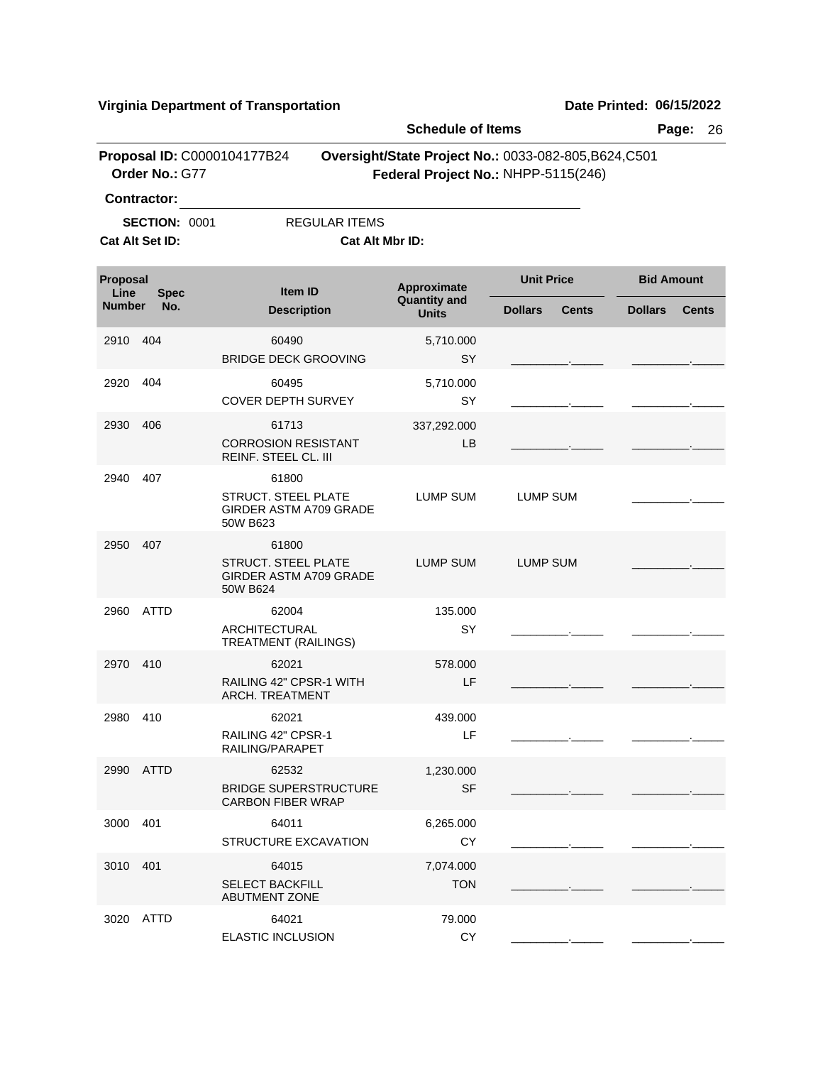**Virginia Department of Transportation** **Date Printed: 06/15/2022**

**Schedule of Items**

**Proposal ID:** C0000104177B24 **Oversight/State Project No.:** 0033-082-805,B624,C501
**Order No.:** G77 **Federal Project No.:** NHPP-5115(246)

**Contractor:** ______________________________

**SECTION:** 0001 REGULAR ITEMS

**Cat Alt Set ID:** **Cat Alt Mbr ID:**

| Proposal Line Number | Spec No. | Item ID / Description | Approximate Quantity and Units | Unit Price Dollars | Unit Price Cents | Bid Amount Dollars | Bid Amount Cents |
|---|---|---|---|---|---|---|---|
| 2910 | 404 | 60490 BRIDGE DECK GROOVING | 5,710.000 SY | ________ | _____ | ________ | _____ |
| 2920 | 404 | 60495 COVER DEPTH SURVEY | 5,710.000 SY | ________ | _____ | ________ | _____ |
| 2930 | 406 | 61713 CORROSION RESISTANT REINF. STEEL CL. III | 337,292.000 LB | ________ | _____ | ________ | _____ |
| 2940 | 407 | 61800 STRUCT. STEEL PLATE GIRDER ASTM A709 GRADE 50W B623 | LUMP SUM | LUMP SUM | | ________ | _____ |
| 2950 | 407 | 61800 STRUCT. STEEL PLATE GIRDER ASTM A709 GRADE 50W B624 | LUMP SUM | LUMP SUM | | ________ | _____ |
| 2960 | ATTD | 62004 ARCHITECTURAL TREATMENT (RAILINGS) | 135.000 SY | ________ | _____ | ________ | _____ |
| 2970 | 410 | 62021 RAILING 42" CPSR-1 WITH ARCH. TREATMENT | 578.000 LF | ________ | _____ | ________ | _____ |
| 2980 | 410 | 62021 RAILING 42" CPSR-1 RAILING/PARAPET | 439.000 LF | ________ | _____ | ________ | _____ |
| 2990 | ATTD | 62532 BRIDGE SUPERSTRUCTURE CARBON FIBER WRAP | 1,230.000 SF | ________ | _____ | ________ | _____ |
| 3000 | 401 | 64011 STRUCTURE EXCAVATION | 6,265.000 CY | ________ | _____ | ________ | _____ |
| 3010 | 401 | 64015 SELECT BACKFILL ABUTMENT ZONE | 7,074.000 TON | ________ | _____ | ________ | _____ |
| 3020 | ATTD | 64021 ELASTIC INCLUSION | 79.000 CY | ________ | _____ | ________ | _____ |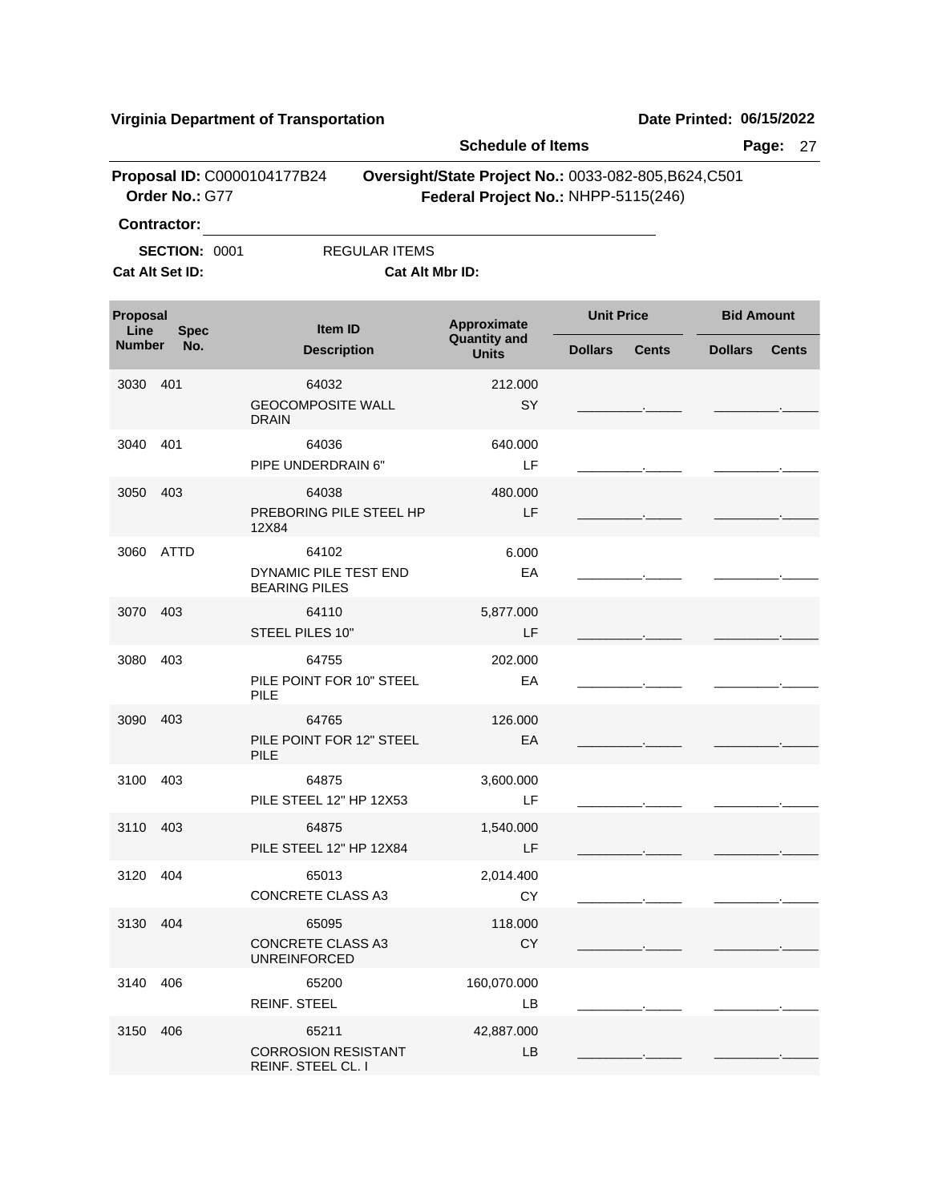**Virginia Department of Transportation** — **Date Printed: 06/15/2022**

**Schedule of Items** — **Page:** 27

**Proposal ID:** C0000104177B24 **Oversight/State Project No.:** 0033-082-805,B624,C501
**Order No.:** G77 **Federal Project No.:** NHPP-5115(246)

**Contractor:** ______________________________

**SECTION:** 0001 REGULAR ITEMS

**Cat Alt Set ID:** **Cat Alt Mbr ID:**

| Proposal Line Number | Spec No. | Item ID / Description | Approximate Quantity and Units | Unit Price Dollars | Unit Price Cents | Bid Amount Dollars | Bid Amount Cents |
|---|---|---|---|---|---|---|---|
| 3030 | 401 | 64032 GEOCOMPOSITE WALL DRAIN | 212.000 SY | | | | |
| 3040 | 401 | 64036 PIPE UNDERDRAIN 6" | 640.000 LF | | | | |
| 3050 | 403 | 64038 PREBORING PILE STEEL HP 12X84 | 480.000 LF | | | | |
| 3060 | ATTD | 64102 DYNAMIC PILE TEST END BEARING PILES | 6.000 EA | | | | |
| 3070 | 403 | 64110 STEEL PILES 10" | 5,877.000 LF | | | | |
| 3080 | 403 | 64755 PILE POINT FOR 10" STEEL PILE | 202.000 EA | | | | |
| 3090 | 403 | 64765 PILE POINT FOR 12" STEEL PILE | 126.000 EA | | | | |
| 3100 | 403 | 64875 PILE STEEL 12" HP 12X53 | 3,600.000 LF | | | | |
| 3110 | 403 | 64875 PILE STEEL 12" HP 12X84 | 1,540.000 LF | | | | |
| 3120 | 404 | 65013 CONCRETE CLASS A3 | 2,014.400 CY | | | | |
| 3130 | 404 | 65095 CONCRETE CLASS A3 UNREINFORCED | 118.000 CY | | | | |
| 3140 | 406 | 65200 REINF. STEEL | 160,070.000 LB | | | | |
| 3150 | 406 | 65211 CORROSION RESISTANT REINF. STEEL CL. I | 42,887.000 LB | | | | |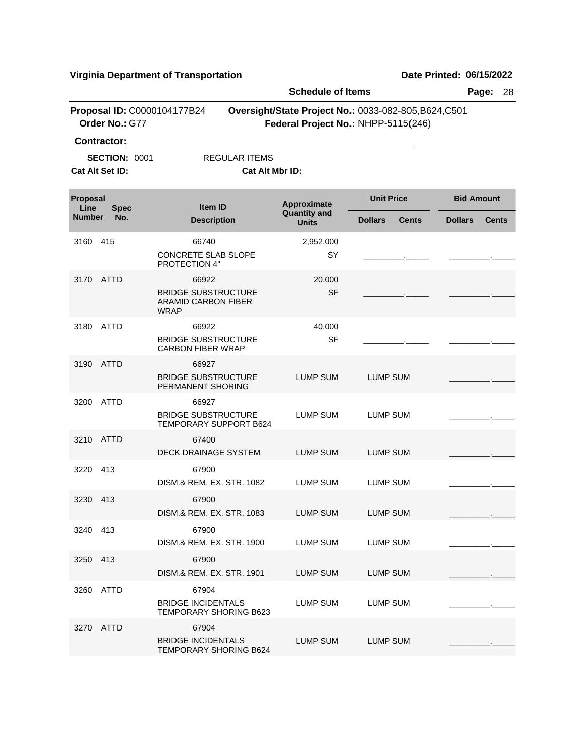**Virginia Department of Transportation** **Date Printed: 06/15/2022**

**Schedule of Items**

**Proposal ID:** C0000104177B24 **Oversight/State Project No.:** 0033-082-805,B624,C501
**Order No.:** G77 **Federal Project No.:** NHPP-5115(246)

**Contractor:** ______________________________

**SECTION:** 0001 REGULAR ITEMS

**Cat Alt Set ID:** **Cat Alt Mbr ID:**

| Proposal Line Number | Spec No. | Item ID / Description | Approximate Quantity and Units | Unit Price Dollars | Unit Price Cents | Bid Amount Dollars | Bid Amount Cents |
|---|---|---|---|---|---|---|---|
| 3160 | 415 | 66740 CONCRETE SLAB SLOPE PROTECTION 4" | 2,952.000 SY | _________ | _____ | _________ | _____ |
| 3170 | ATTD | 66922 BRIDGE SUBSTRUCTURE ARAMID CARBON FIBER WRAP | 20.000 SF | _________ | _____ | _________ | _____ |
| 3180 | ATTD | 66922 BRIDGE SUBSTRUCTURE CARBON FIBER WRAP | 40.000 SF | _________ | _____ | _________ | _____ |
| 3190 | ATTD | 66927 BRIDGE SUBSTRUCTURE PERMANENT SHORING | LUMP SUM | LUMP SUM | | _________ | _____ |
| 3200 | ATTD | 66927 BRIDGE SUBSTRUCTURE TEMPORARY SUPPORT B624 | LUMP SUM | LUMP SUM | | _________ | _____ |
| 3210 | ATTD | 67400 DECK DRAINAGE SYSTEM | LUMP SUM | LUMP SUM | | _________ | _____ |
| 3220 | 413 | 67900 DISM.& REM. EX. STR. 1082 | LUMP SUM | LUMP SUM | | _________ | _____ |
| 3230 | 413 | 67900 DISM.& REM. EX. STR. 1083 | LUMP SUM | LUMP SUM | | _________ | _____ |
| 3240 | 413 | 67900 DISM.& REM. EX. STR. 1900 | LUMP SUM | LUMP SUM | | _________ | _____ |
| 3250 | 413 | 67900 DISM.& REM. EX. STR. 1901 | LUMP SUM | LUMP SUM | | _________ | _____ |
| 3260 | ATTD | 67904 BRIDGE INCIDENTALS TEMPORARY SHORING B623 | LUMP SUM | LUMP SUM | | _________ | _____ |
| 3270 | ATTD | 67904 BRIDGE INCIDENTALS TEMPORARY SHORING B624 | LUMP SUM | LUMP SUM | | _________ | _____ |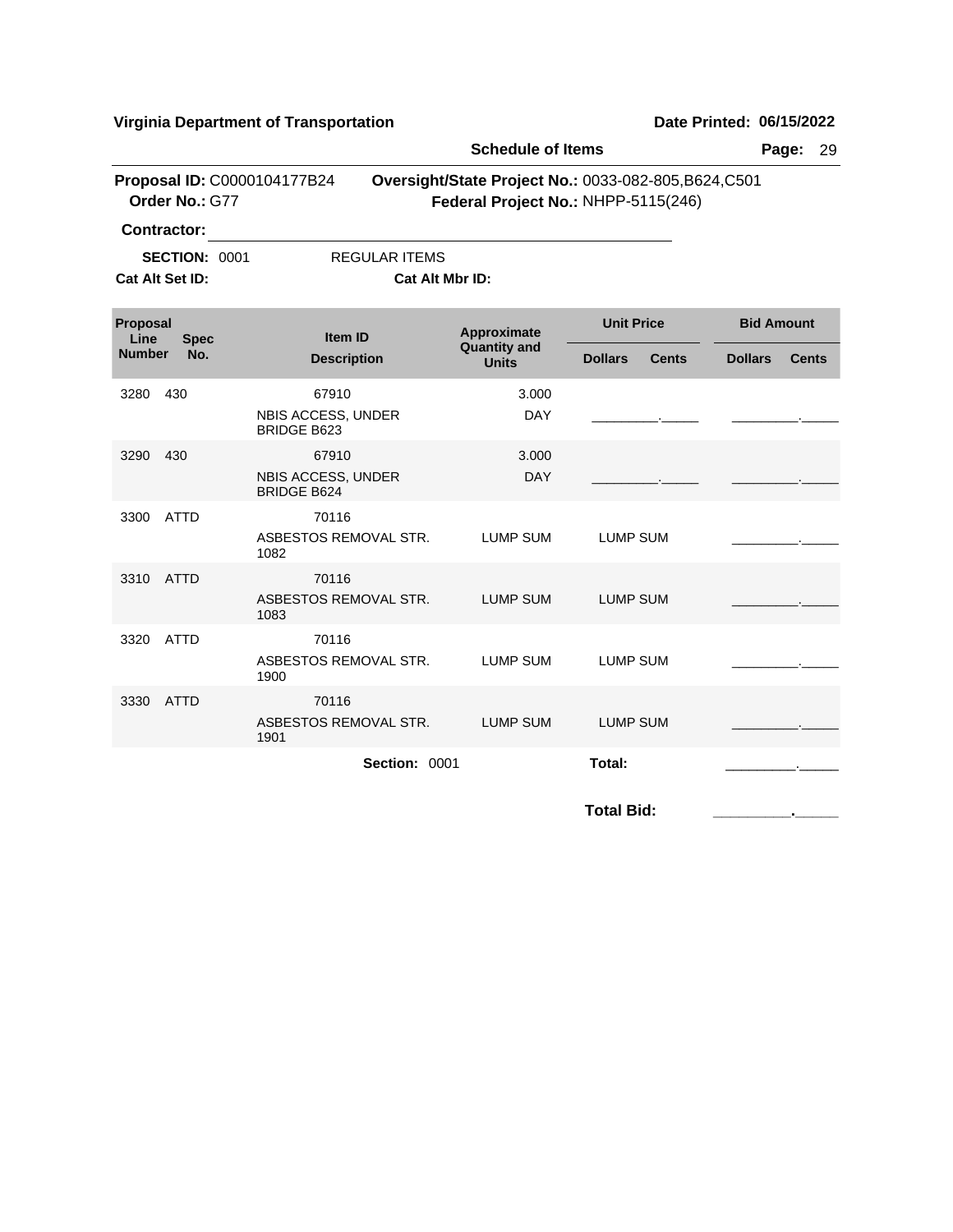**Virginia Department of Transportation** **Date Printed: 06/15/2022**

**Schedule of Items** **Page:** 29

**Proposal ID:** C0000104177B24 **Oversight/State Project No.:** 0033-082-805,B624,C501
**Order No.:** G77 **Federal Project No.:** NHPP-5115(246)

**Contractor:** ______________________________

**SECTION:** 0001 REGULAR ITEMS

**Cat Alt Set ID:** **Cat Alt Mbr ID:**

| Proposal Line Number | Spec No. | Item ID / Description | Approximate Quantity and Units | Unit Price Dollars | Unit Price Cents | Bid Amount Dollars | Bid Amount Cents |
|---|---|---|---|---|---|---|---|
| 3280 | 430 | 67910 NBIS ACCESS, UNDER BRIDGE B623 | 3.000 DAY | _________ | _____ | _________ | _____ |
| 3290 | 430 | 67910 NBIS ACCESS, UNDER BRIDGE B624 | 3.000 DAY | _________ | _____ | _________ | _____ |
| 3300 | ATTD | 70116 ASBESTOS REMOVAL STR. 1082 | LUMP SUM | LUMP SUM | | _________ | _____ |
| 3310 | ATTD | 70116 ASBESTOS REMOVAL STR. 1083 | LUMP SUM | LUMP SUM | | _________ | _____ |
| 3320 | ATTD | 70116 ASBESTOS REMOVAL STR. 1900 | LUMP SUM | LUMP SUM | | _________ | _____ |
| 3330 | ATTD | 70116 ASBESTOS REMOVAL STR. 1901 | LUMP SUM | LUMP SUM | | _________ | _____ |
| | | **Section:** 0001 | | **Total:** | | _________ | _____ |

**Total Bid:** _________._____